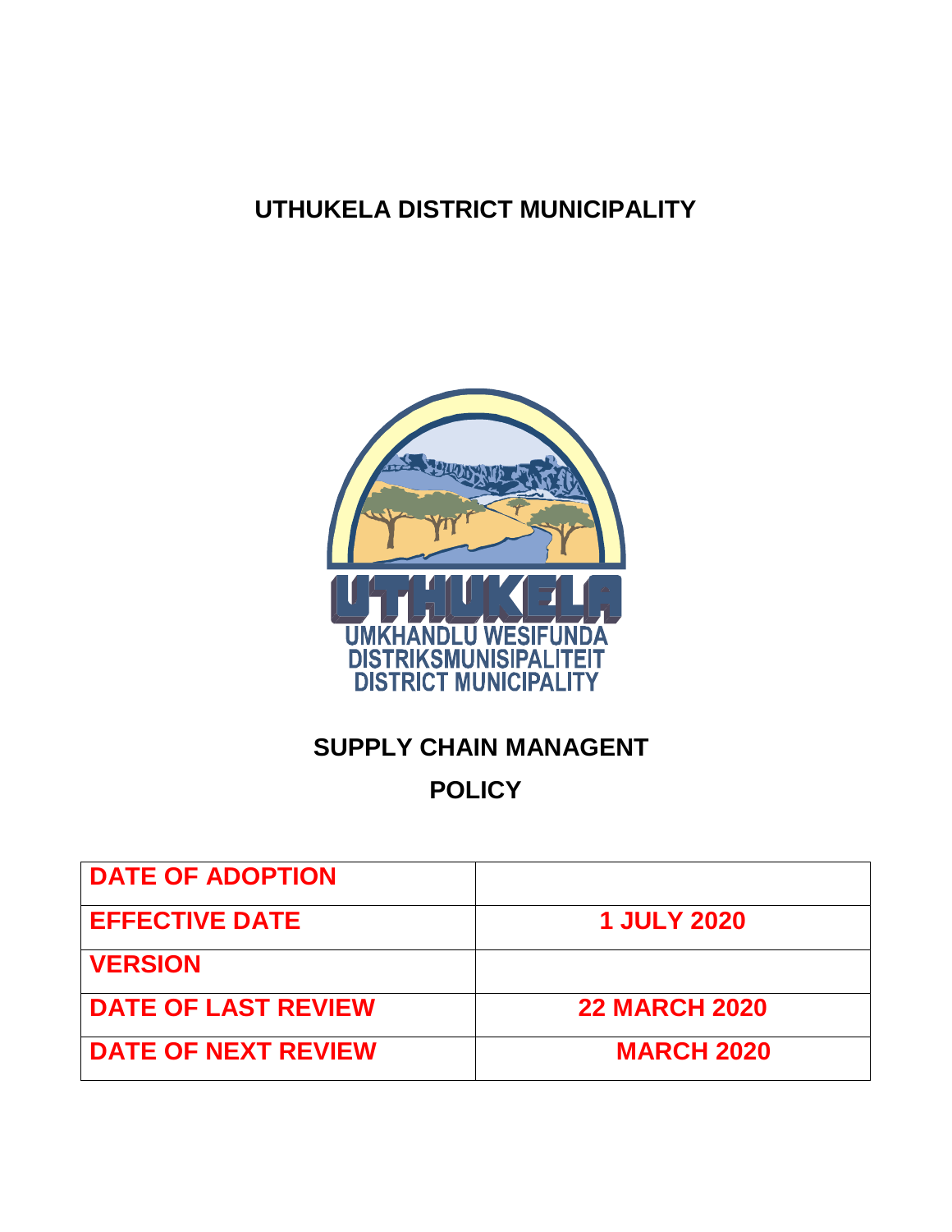# UTHUKELA DISTRICT MUNICIPALITY

UTHUKELA
UMKHANDLU WESIFUNDA
DISTRIKSMUNISIPALITEIT
DISTRICT MUNICIPALITY

## SUPPLY CHAIN MANAGENT
## POLICY

| DATE OF ADOPTION | |
|---|---|
| EFFECTIVE DATE | 1 JULY 2020 |
| VERSION | |
| DATE OF LAST REVIEW | 22 MARCH 2020 |
| DATE OF NEXT REVIEW | MARCH 2020 |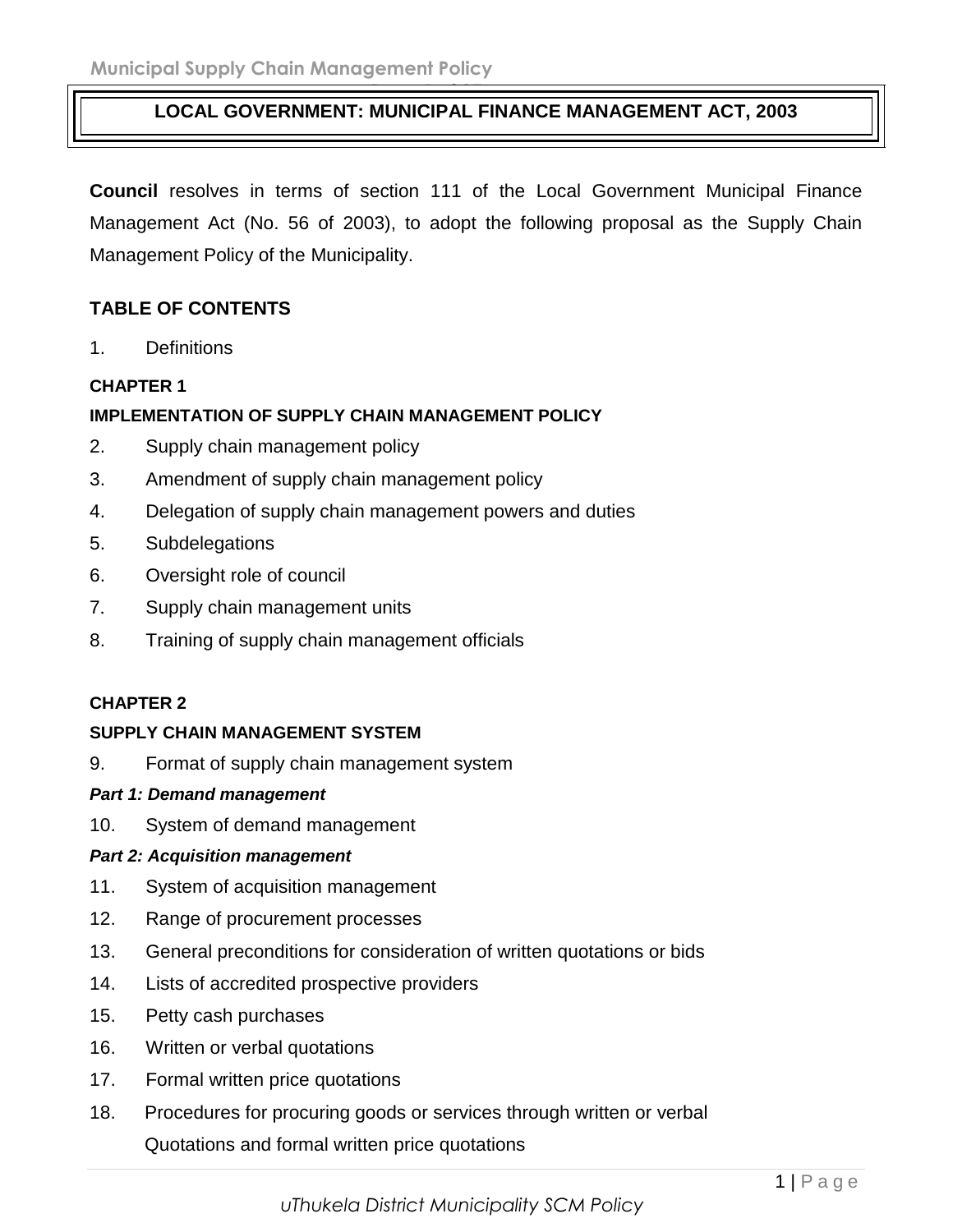# LOCAL GOVERNMENT: MUNICIPAL FINANCE MANAGEMENT ACT, 2003

**Council** resolves in terms of section 111 of the Local Government Municipal Finance Management Act (No. 56 of 2003), to adopt the following proposal as the Supply Chain Management Policy of the Municipality.

## TABLE OF CONTENTS

1. Definitions

**CHAPTER 1**

**IMPLEMENTATION OF SUPPLY CHAIN MANAGEMENT POLICY**

2. Supply chain management policy
3. Amendment of supply chain management policy
4. Delegation of supply chain management powers and duties
5. Subdelegations
6. Oversight role of council
7. Supply chain management units
8. Training of supply chain management officials

**CHAPTER 2**

**SUPPLY CHAIN MANAGEMENT SYSTEM**

9. Format of supply chain management system

***Part 1: Demand management***

10. System of demand management

***Part 2: Acquisition management***

11. System of acquisition management
12. Range of procurement processes
13. General preconditions for consideration of written quotations or bids
14. Lists of accredited prospective providers
15. Petty cash purchases
16. Written or verbal quotations
17. Formal written price quotations
18. Procedures for procuring goods or services through written or verbal Quotations and formal written price quotations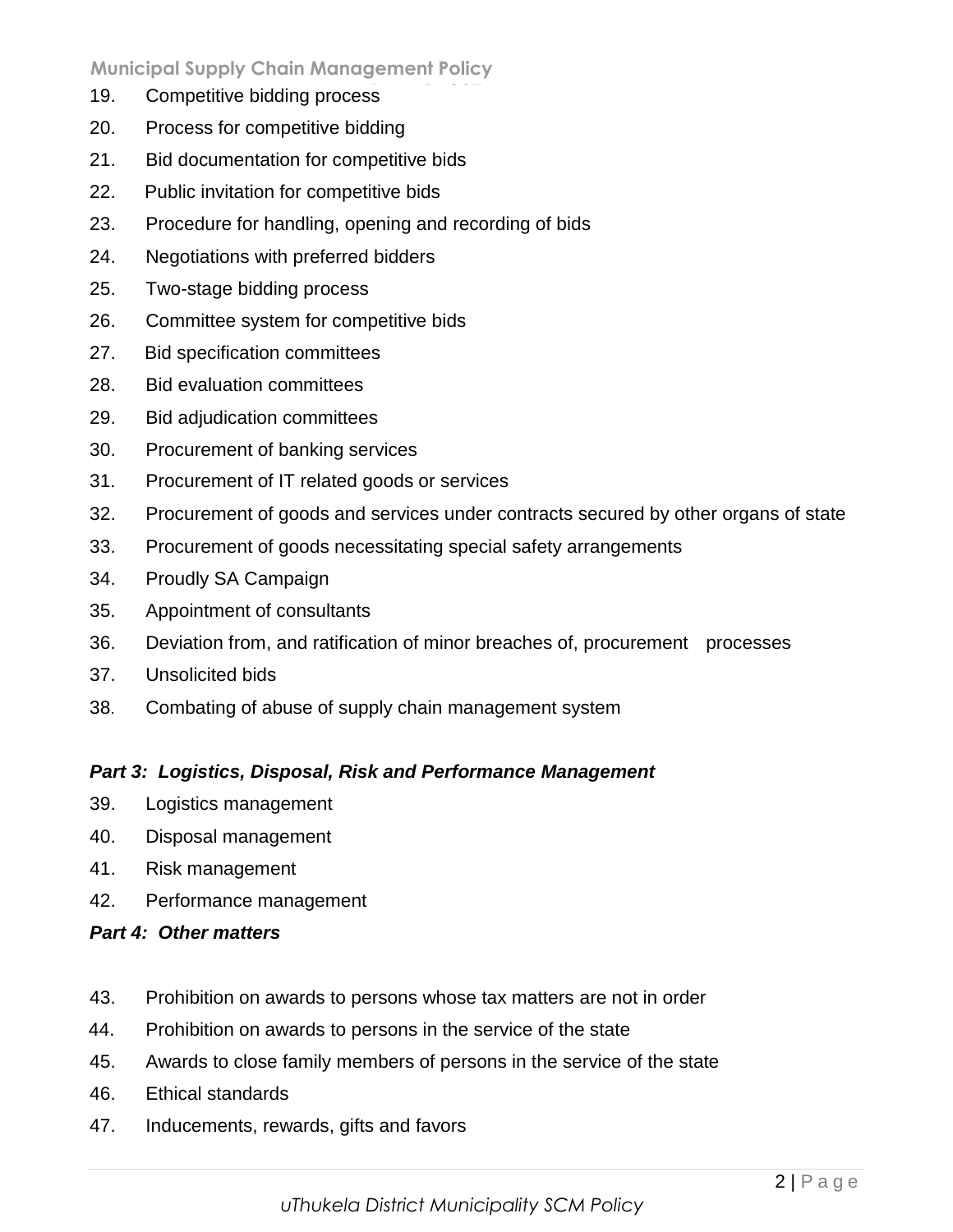19. Competitive bidding process
20. Process for competitive bidding
21. Bid documentation for competitive bids
22. Public invitation for competitive bids
23. Procedure for handling, opening and recording of bids
24. Negotiations with preferred bidders
25. Two-stage bidding process
26. Committee system for competitive bids
27. Bid specification committees
28. Bid evaluation committees
29. Bid adjudication committees
30. Procurement of banking services
31. Procurement of IT related goods or services
32. Procurement of goods and services under contracts secured by other organs of state
33. Procurement of goods necessitating special safety arrangements
34. Proudly SA Campaign
35. Appointment of consultants
36. Deviation from, and ratification of minor breaches of, procurement processes
37. Unsolicited bids
38. Combating of abuse of supply chain management system

***Part 3: Logistics, Disposal, Risk and Performance Management***

39. Logistics management
40. Disposal management
41. Risk management
42. Performance management

***Part 4: Other matters***

43. Prohibition on awards to persons whose tax matters are not in order
44. Prohibition on awards to persons in the service of the state
45. Awards to close family members of persons in the service of the state
46. Ethical standards
47. Inducements, rewards, gifts and favors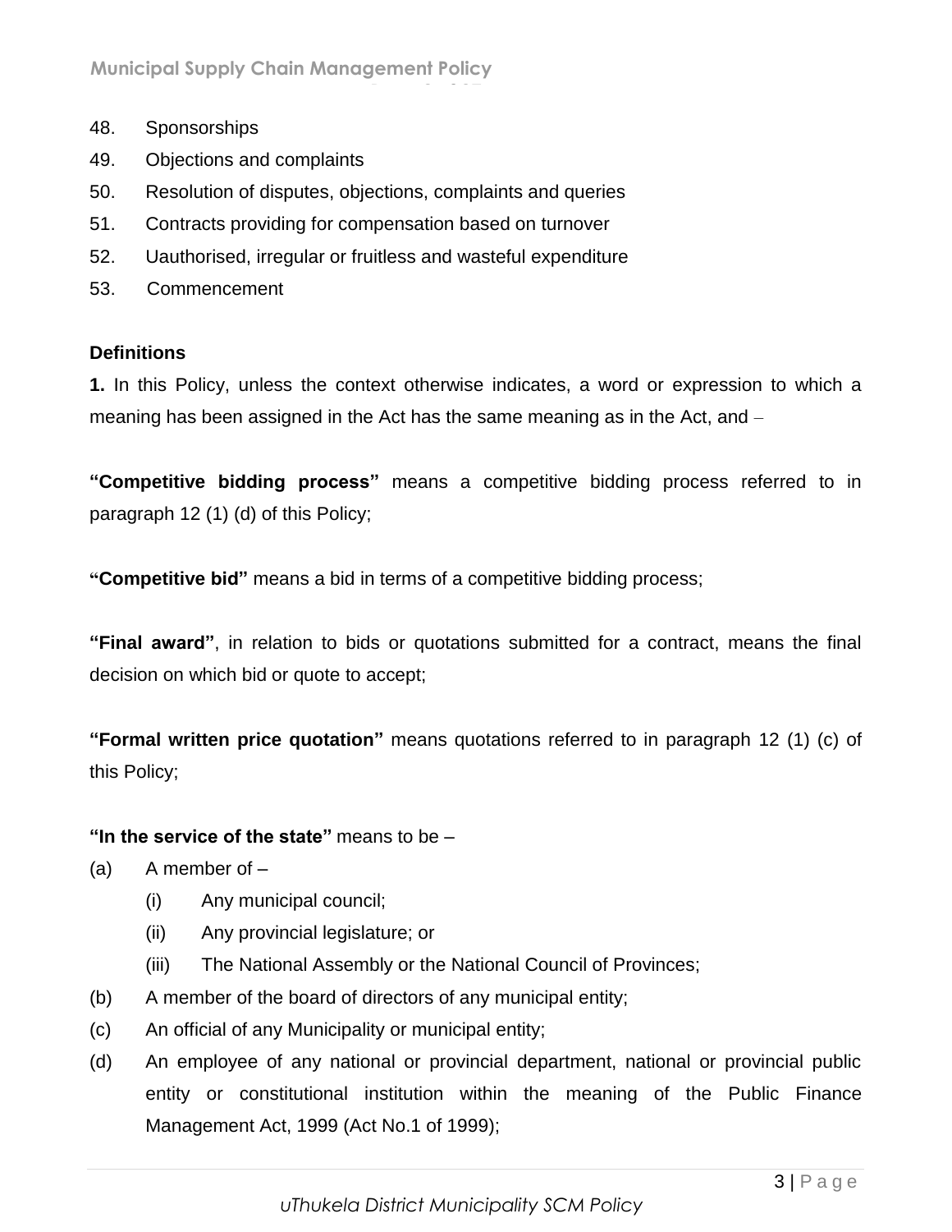48. Sponsorships
49. Objections and complaints
50. Resolution of disputes, objections, complaints and queries
51. Contracts providing for compensation based on turnover
52. Uauthorised, irregular or fruitless and wasteful expenditure
53. Commencement

**Definitions**

**1.** In this Policy, unless the context otherwise indicates, a word or expression to which a meaning has been assigned in the Act has the same meaning as in the Act, and –

**"Competitive bidding process"** means a competitive bidding process referred to in paragraph 12 (1) (d) of this Policy;

**"Competitive bid"** means a bid in terms of a competitive bidding process;

**"Final award"**, in relation to bids or quotations submitted for a contract, means the final decision on which bid or quote to accept;

**"Formal written price quotation"** means quotations referred to in paragraph 12 (1) (c) of this Policy;

**"In the service of the state"** means to be –

(a) A member of –
  (i) Any municipal council;
  (ii) Any provincial legislature; or
  (iii) The National Assembly or the National Council of Provinces;
(b) A member of the board of directors of any municipal entity;
(c) An official of any Municipality or municipal entity;
(d) An employee of any national or provincial department, national or provincial public entity or constitutional institution within the meaning of the Public Finance Management Act, 1999 (Act No.1 of 1999);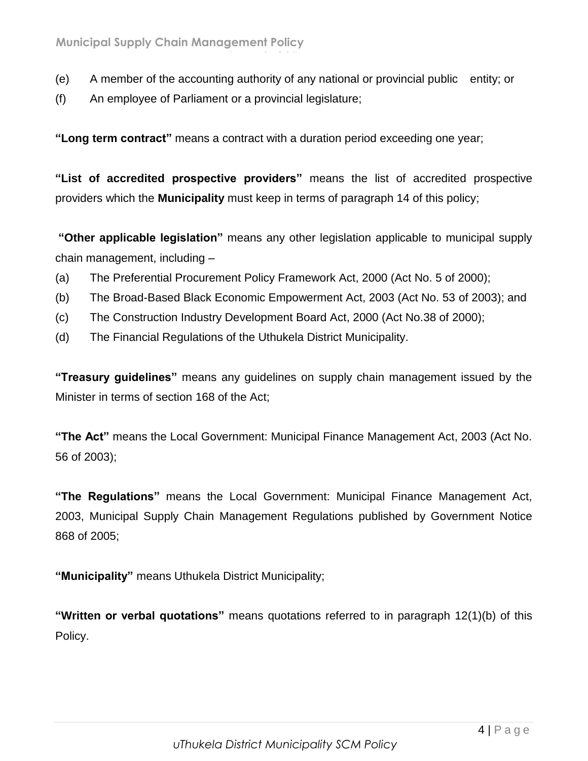(e) A member of the accounting authority of any national or provincial public entity; or

(f) An employee of Parliament or a provincial legislature;

**"Long term contract"** means a contract with a duration period exceeding one year;

**"List of accredited prospective providers"** means the list of accredited prospective providers which the **Municipality** must keep in terms of paragraph 14 of this policy;

**"Other applicable legislation"** means any other legislation applicable to municipal supply chain management, including –

(a) The Preferential Procurement Policy Framework Act, 2000 (Act No. 5 of 2000);

(b) The Broad-Based Black Economic Empowerment Act, 2003 (Act No. 53 of 2003); and

(c) The Construction Industry Development Board Act, 2000 (Act No.38 of 2000);

(d) The Financial Regulations of the Uthukela District Municipality.

**"Treasury guidelines"** means any guidelines on supply chain management issued by the Minister in terms of section 168 of the Act;

**"The Act"** means the Local Government: Municipal Finance Management Act, 2003 (Act No. 56 of 2003);

**"The Regulations"** means the Local Government: Municipal Finance Management Act, 2003, Municipal Supply Chain Management Regulations published by Government Notice 868 of 2005;

**"Municipality"** means Uthukela District Municipality;

**"Written or verbal quotations"** means quotations referred to in paragraph 12(1)(b) of this Policy.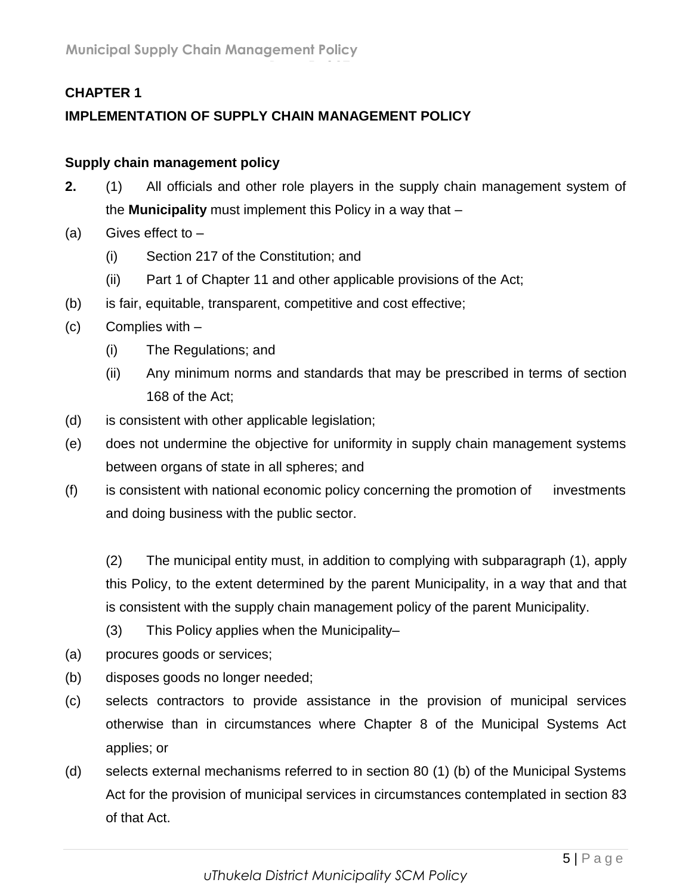## CHAPTER 1

## IMPLEMENTATION OF SUPPLY CHAIN MANAGEMENT POLICY

### Supply chain management policy

**2.** (1) All officials and other role players in the supply chain management system of the **Municipality** must implement this Policy in a way that –

(a) Gives effect to –

(i) Section 217 of the Constitution; and

(ii) Part 1 of Chapter 11 and other applicable provisions of the Act;

(b) is fair, equitable, transparent, competitive and cost effective;

(c) Complies with –

(i) The Regulations; and

(ii) Any minimum norms and standards that may be prescribed in terms of section 168 of the Act;

(d) is consistent with other applicable legislation;

(e) does not undermine the objective for uniformity in supply chain management systems between organs of state in all spheres; and

(f) is consistent with national economic policy concerning the promotion of investments and doing business with the public sector.

(2) The municipal entity must, in addition to complying with subparagraph (1), apply this Policy, to the extent determined by the parent Municipality, in a way that and that is consistent with the supply chain management policy of the parent Municipality.

(3) This Policy applies when the Municipality–

(a) procures goods or services;

(b) disposes goods no longer needed;

(c) selects contractors to provide assistance in the provision of municipal services otherwise than in circumstances where Chapter 8 of the Municipal Systems Act applies; or

(d) selects external mechanisms referred to in section 80 (1) (b) of the Municipal Systems Act for the provision of municipal services in circumstances contemplated in section 83 of that Act.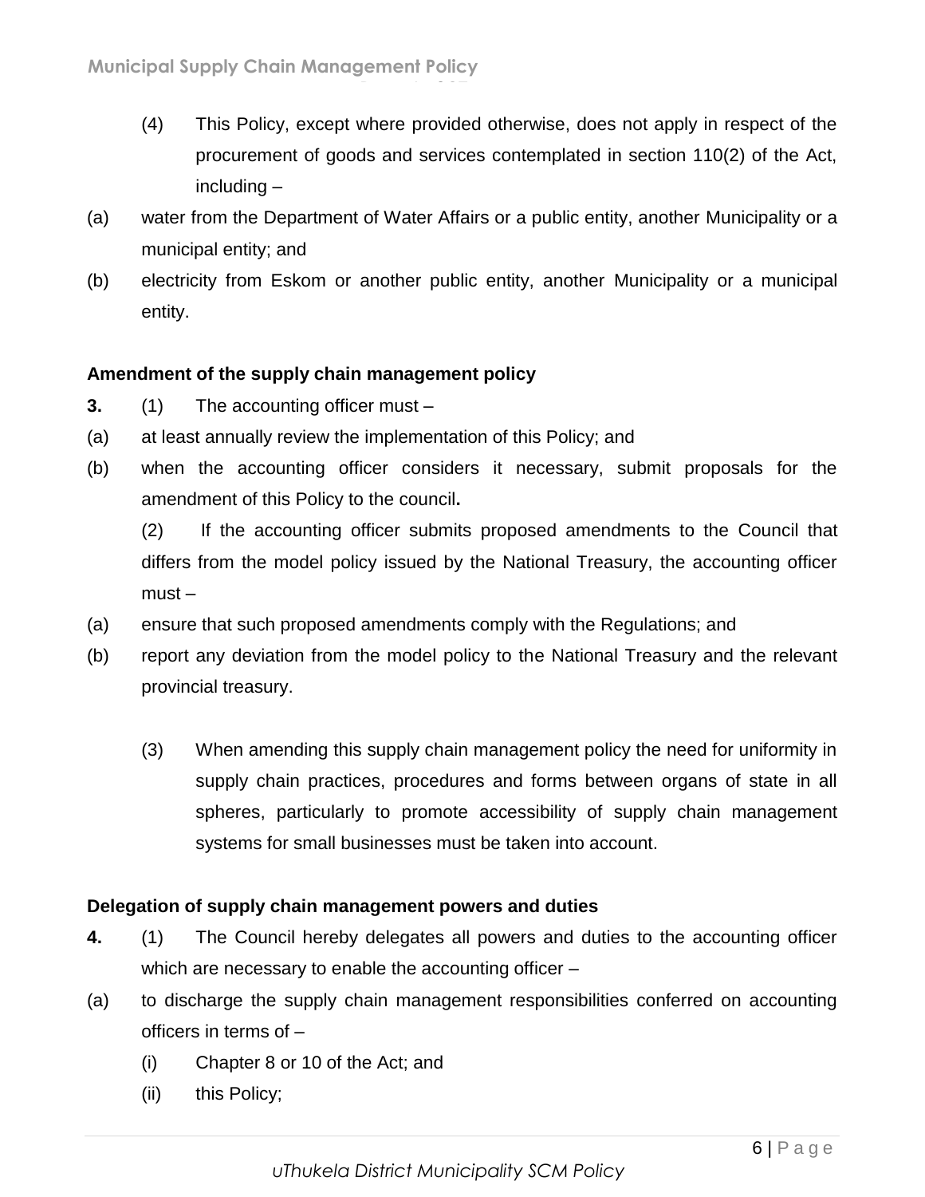(4) This Policy, except where provided otherwise, does not apply in respect of the procurement of goods and services contemplated in section 110(2) of the Act, including –

(a) water from the Department of Water Affairs or a public entity, another Municipality or a municipal entity; and

(b) electricity from Eskom or another public entity, another Municipality or a municipal entity.

**Amendment of the supply chain management policy**

**3.** (1) The accounting officer must –

(a) at least annually review the implementation of this Policy; and

(b) when the accounting officer considers it necessary, submit proposals for the amendment of this Policy to the council**.**

(2) If the accounting officer submits proposed amendments to the Council that differs from the model policy issued by the National Treasury, the accounting officer must –

(a) ensure that such proposed amendments comply with the Regulations; and

(b) report any deviation from the model policy to the National Treasury and the relevant provincial treasury.

(3) When amending this supply chain management policy the need for uniformity in supply chain practices, procedures and forms between organs of state in all spheres, particularly to promote accessibility of supply chain management systems for small businesses must be taken into account.

**Delegation of supply chain management powers and duties**

**4.** (1) The Council hereby delegates all powers and duties to the accounting officer which are necessary to enable the accounting officer –

(a) to discharge the supply chain management responsibilities conferred on accounting officers in terms of –

(i) Chapter 8 or 10 of the Act; and

(ii) this Policy;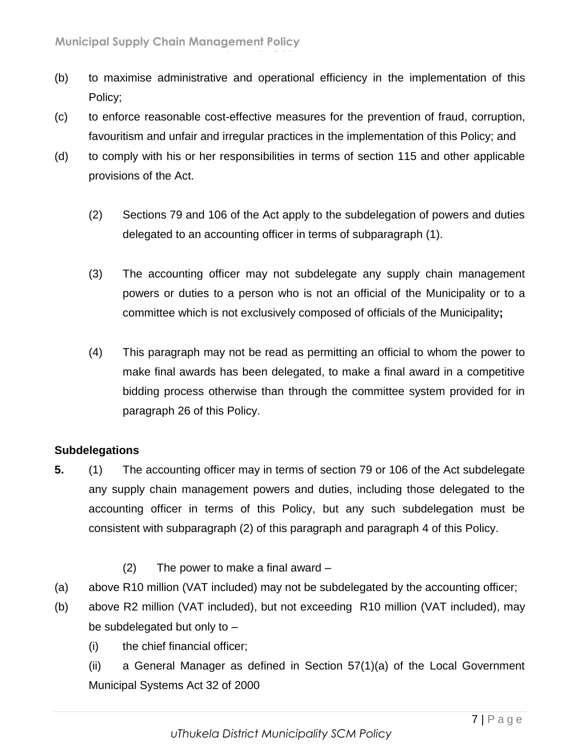(b) to maximise administrative and operational efficiency in the implementation of this Policy;

(c) to enforce reasonable cost-effective measures for the prevention of fraud, corruption, favouritism and unfair and irregular practices in the implementation of this Policy; and

(d) to comply with his or her responsibilities in terms of section 115 and other applicable provisions of the Act.

(2) Sections 79 and 106 of the Act apply to the subdelegation of powers and duties delegated to an accounting officer in terms of subparagraph (1).

(3) The accounting officer may not subdelegate any supply chain management powers or duties to a person who is not an official of the Municipality or to a committee which is not exclusively composed of officials of the Municipality**;**

(4) This paragraph may not be read as permitting an official to whom the power to make final awards has been delegated, to make a final award in a competitive bidding process otherwise than through the committee system provided for in paragraph 26 of this Policy.

**Subdelegations**

**5.** (1) The accounting officer may in terms of section 79 or 106 of the Act subdelegate any supply chain management powers and duties, including those delegated to the accounting officer in terms of this Policy, but any such subdelegation must be consistent with subparagraph (2) of this paragraph and paragraph 4 of this Policy.

(2) The power to make a final award –

(a) above R10 million (VAT included) may not be subdelegated by the accounting officer;

(b) above R2 million (VAT included), but not exceeding R10 million (VAT included), may be subdelegated but only to –

(i) the chief financial officer;

(ii) a General Manager as defined in Section 57(1)(a) of the Local Government Municipal Systems Act 32 of 2000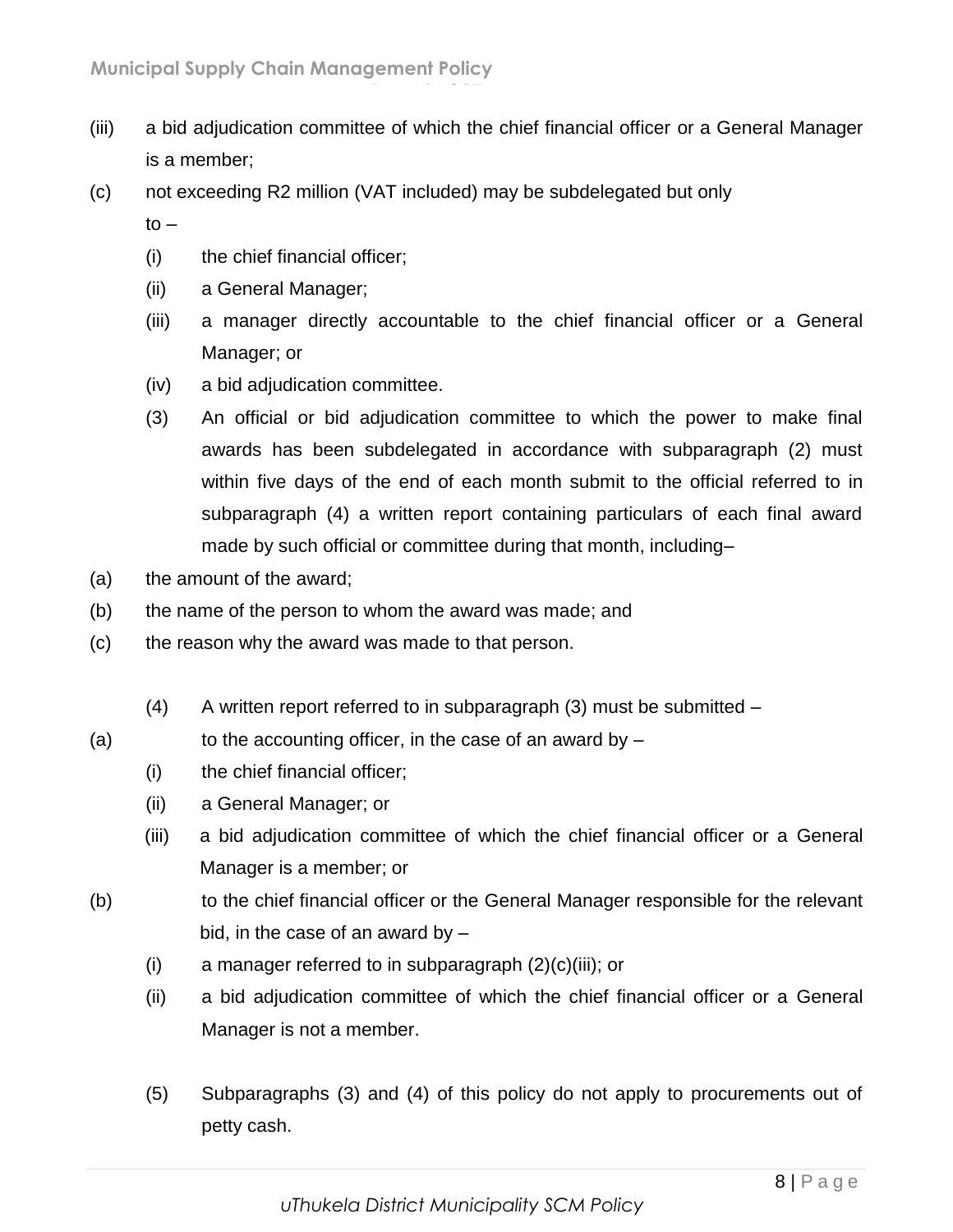(iii) a bid adjudication committee of which the chief financial officer or a General Manager is a member;

(c) not exceeding R2 million (VAT included) may be subdelegated but only to –

- (i) the chief financial officer;
- (ii) a General Manager;
- (iii) a manager directly accountable to the chief financial officer or a General Manager; or
- (iv) a bid adjudication committee.

(3) An official or bid adjudication committee to which the power to make final awards has been subdelegated in accordance with subparagraph (2) must within five days of the end of each month submit to the official referred to in subparagraph (4) a written report containing particulars of each final award made by such official or committee during that month, including–

(a) the amount of the award;

(b) the name of the person to whom the award was made; and

(c) the reason why the award was made to that person.

(4) A written report referred to in subparagraph (3) must be submitted –

(a) to the accounting officer, in the case of an award by –

- (i) the chief financial officer;
- (ii) a General Manager; or
- (iii) a bid adjudication committee of which the chief financial officer or a General Manager is a member; or

(b) to the chief financial officer or the General Manager responsible for the relevant bid, in the case of an award by –

- (i) a manager referred to in subparagraph (2)(c)(iii); or
- (ii) a bid adjudication committee of which the chief financial officer or a General Manager is not a member.

(5) Subparagraphs (3) and (4) of this policy do not apply to procurements out of petty cash.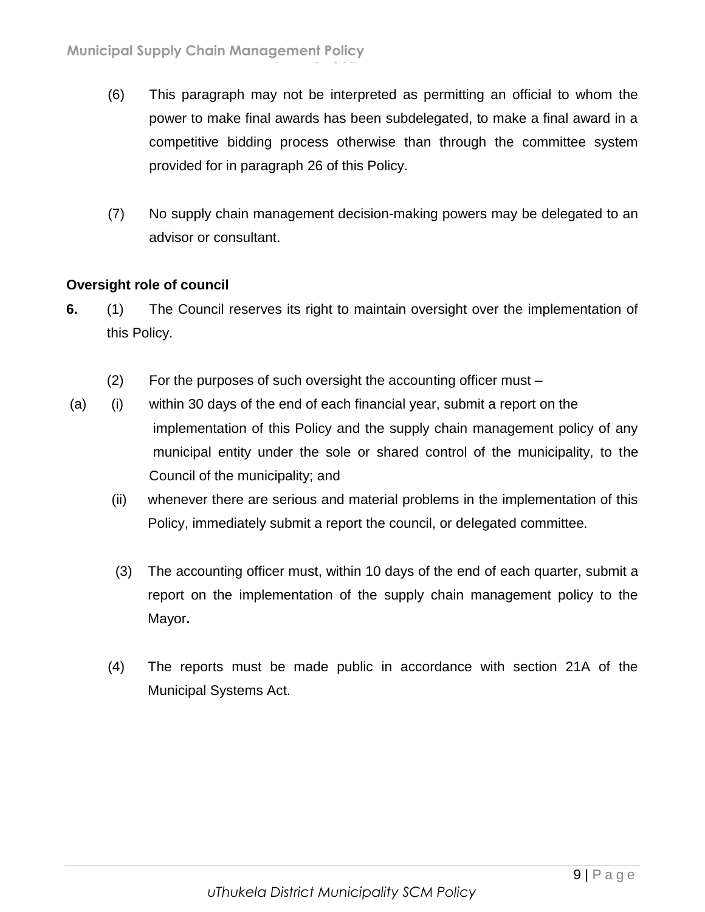(6) This paragraph may not be interpreted as permitting an official to whom the power to make final awards has been subdelegated, to make a final award in a competitive bidding process otherwise than through the committee system provided for in paragraph 26 of this Policy.

(7) No supply chain management decision-making powers may be delegated to an advisor or consultant.

**Oversight role of council**

**6.** (1) The Council reserves its right to maintain oversight over the implementation of this Policy.

(2) For the purposes of such oversight the accounting officer must –

(a) (i) within 30 days of the end of each financial year, submit a report on the implementation of this Policy and the supply chain management policy of any municipal entity under the sole or shared control of the municipality, to the Council of the municipality; and

(ii) whenever there are serious and material problems in the implementation of this Policy, immediately submit a report the council, or delegated committee.

(3) The accounting officer must, within 10 days of the end of each quarter, submit a report on the implementation of the supply chain management policy to the Mayor**.**

(4) The reports must be made public in accordance with section 21A of the Municipal Systems Act.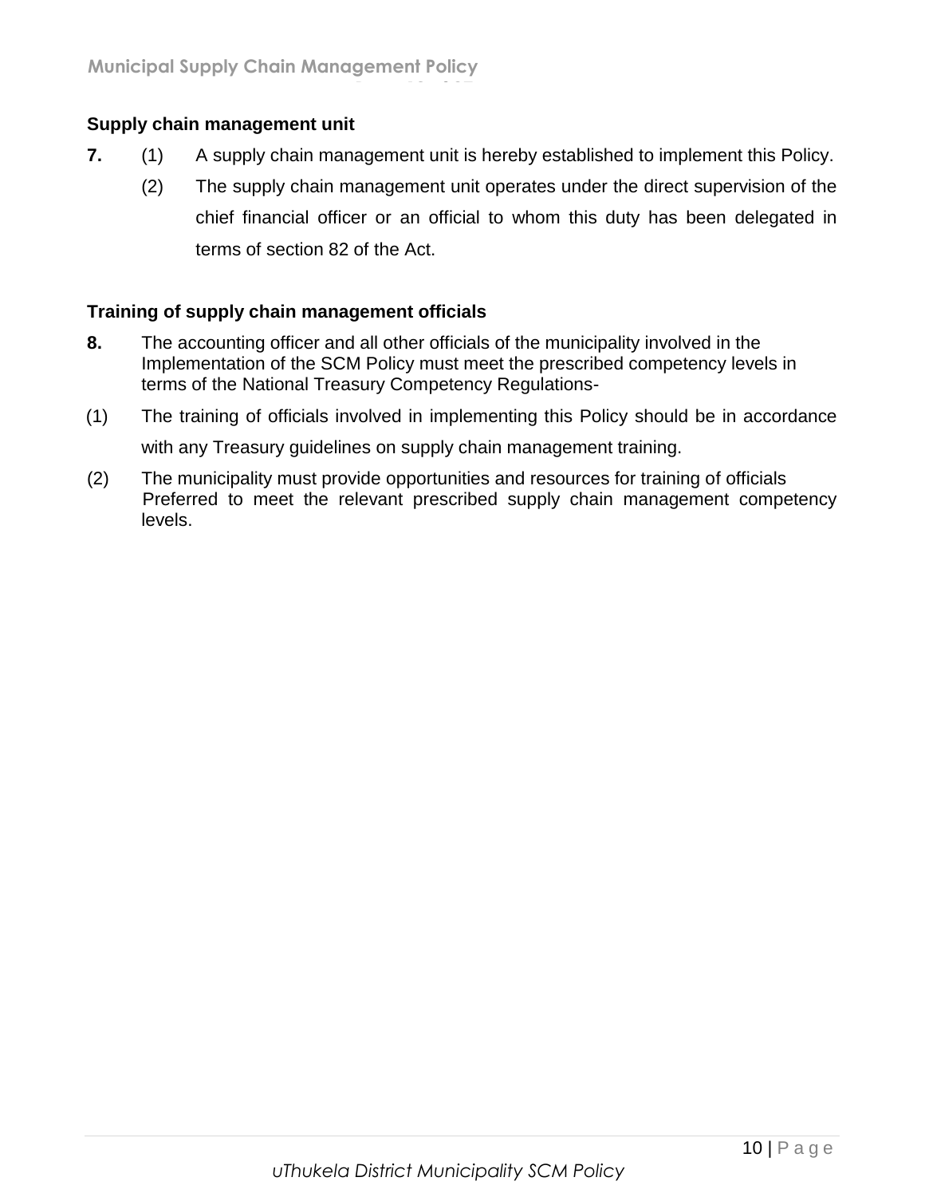### Supply chain management unit

**7.** (1) A supply chain management unit is hereby established to implement this Policy.

(2) The supply chain management unit operates under the direct supervision of the chief financial officer or an official to whom this duty has been delegated in terms of section 82 of the Act.

### Training of supply chain management officials

**8.** The accounting officer and all other officials of the municipality involved in the Implementation of the SCM Policy must meet the prescribed competency levels in terms of the National Treasury Competency Regulations-

(1) The training of officials involved in implementing this Policy should be in accordance with any Treasury guidelines on supply chain management training.

(2) The municipality must provide opportunities and resources for training of officials Preferred to meet the relevant prescribed supply chain management competency levels.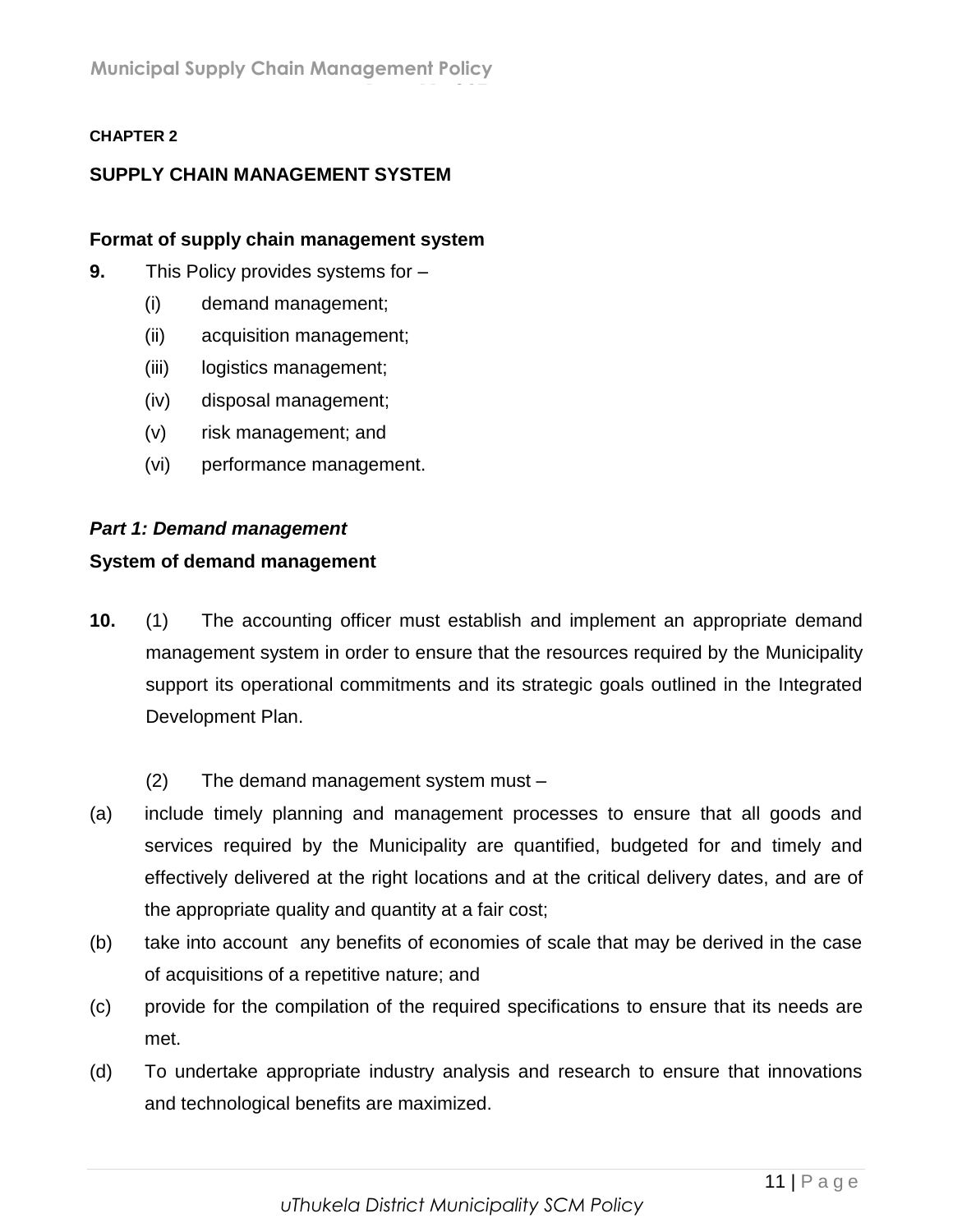**CHAPTER 2**

## SUPPLY CHAIN MANAGEMENT SYSTEM

### Format of supply chain management system

**9.** This Policy provides systems for –

(i) demand management;

(ii) acquisition management;

(iii) logistics management;

(iv) disposal management;

(v) risk management; and

(vi) performance management.

***Part 1: Demand management***

### System of demand management

**10.** (1) The accounting officer must establish and implement an appropriate demand management system in order to ensure that the resources required by the Municipality support its operational commitments and its strategic goals outlined in the Integrated Development Plan.

(2) The demand management system must –

(a) include timely planning and management processes to ensure that all goods and services required by the Municipality are quantified, budgeted for and timely and effectively delivered at the right locations and at the critical delivery dates, and are of the appropriate quality and quantity at a fair cost;

(b) take into account any benefits of economies of scale that may be derived in the case of acquisitions of a repetitive nature; and

(c) provide for the compilation of the required specifications to ensure that its needs are met.

(d) To undertake appropriate industry analysis and research to ensure that innovations and technological benefits are maximized.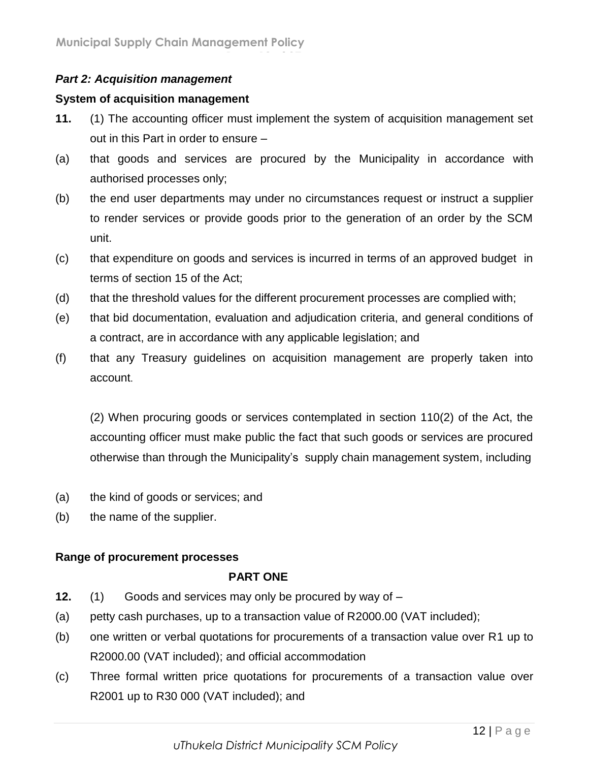***Part 2: Acquisition management***

**System of acquisition management**

**11.** (1) The accounting officer must implement the system of acquisition management set out in this Part in order to ensure –

(a) that goods and services are procured by the Municipality in accordance with authorised processes only;

(b) the end user departments may under no circumstances request or instruct a supplier to render services or provide goods prior to the generation of an order by the SCM unit.

(c) that expenditure on goods and services is incurred in terms of an approved budget in terms of section 15 of the Act;

(d) that the threshold values for the different procurement processes are complied with;

(e) that bid documentation, evaluation and adjudication criteria, and general conditions of a contract, are in accordance with any applicable legislation; and

(f) that any Treasury guidelines on acquisition management are properly taken into account.

(2) When procuring goods or services contemplated in section 110(2) of the Act, the accounting officer must make public the fact that such goods or services are procured otherwise than through the Municipality's supply chain management system, including

(a) the kind of goods or services; and

(b) the name of the supplier.

**Range of procurement processes**

**PART ONE**

**12.** (1) Goods and services may only be procured by way of –

(a) petty cash purchases, up to a transaction value of R2000.00 (VAT included);

(b) one written or verbal quotations for procurements of a transaction value over R1 up to R2000.00 (VAT included); and official accommodation

(c) Three formal written price quotations for procurements of a transaction value over R2001 up to R30 000 (VAT included); and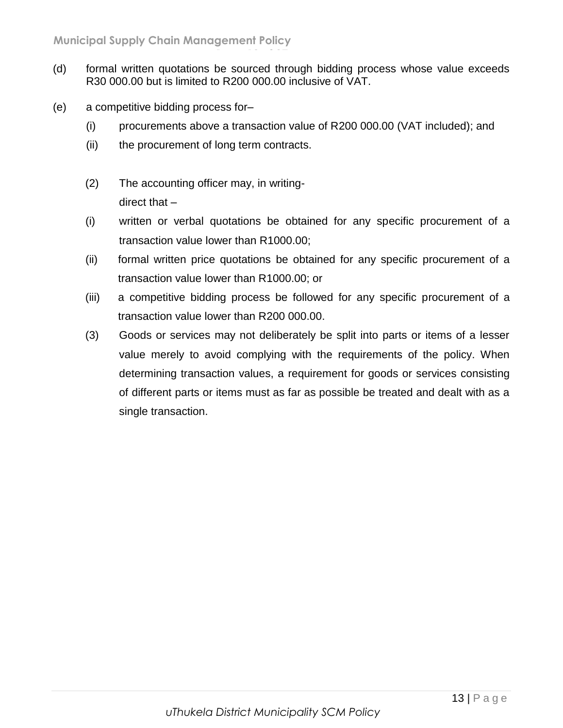(d) formal written quotations be sourced through bidding process whose value exceeds R30 000.00 but is limited to R200 000.00 inclusive of VAT.

(e) a competitive bidding process for–

   (i) procurements above a transaction value of R200 000.00 (VAT included); and

   (ii) the procurement of long term contracts.

(2) The accounting officer may, in writing- direct that –

   (i) written or verbal quotations be obtained for any specific procurement of a transaction value lower than R1000.00;

   (ii) formal written price quotations be obtained for any specific procurement of a transaction value lower than R1000.00; or

   (iii) a competitive bidding process be followed for any specific procurement of a transaction value lower than R200 000.00.

(3) Goods or services may not deliberately be split into parts or items of a lesser value merely to avoid complying with the requirements of the policy. When determining transaction values, a requirement for goods or services consisting of different parts or items must as far as possible be treated and dealt with as a single transaction.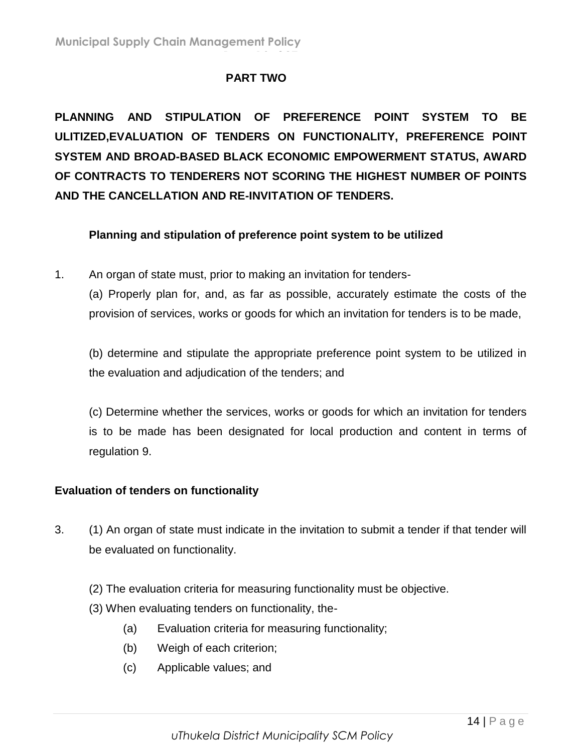**PART TWO**

**PLANNING AND STIPULATION OF PREFERENCE POINT SYSTEM TO BE ULITIZED,EVALUATION OF TENDERS ON FUNCTIONALITY, PREFERENCE POINT SYSTEM AND BROAD-BASED BLACK ECONOMIC EMPOWERMENT STATUS, AWARD OF CONTRACTS TO TENDERERS NOT SCORING THE HIGHEST NUMBER OF POINTS AND THE CANCELLATION AND RE-INVITATION OF TENDERS.**

**Planning and stipulation of preference point system to be utilized**

1. An organ of state must, prior to making an invitation for tenders-

   (a) Properly plan for, and, as far as possible, accurately estimate the costs of the provision of services, works or goods for which an invitation for tenders is to be made,

   (b) determine and stipulate the appropriate preference point system to be utilized in the evaluation and adjudication of the tenders; and

   (c) Determine whether the services, works or goods for which an invitation for tenders is to be made has been designated for local production and content in terms of regulation 9.

**Evaluation of tenders on functionality**

3. (1) An organ of state must indicate in the invitation to submit a tender if that tender will be evaluated on functionality.

   (2) The evaluation criteria for measuring functionality must be objective.

   (3) When evaluating tenders on functionality, the-

   (a) Evaluation criteria for measuring functionality;

   (b) Weigh of each criterion;

   (c) Applicable values; and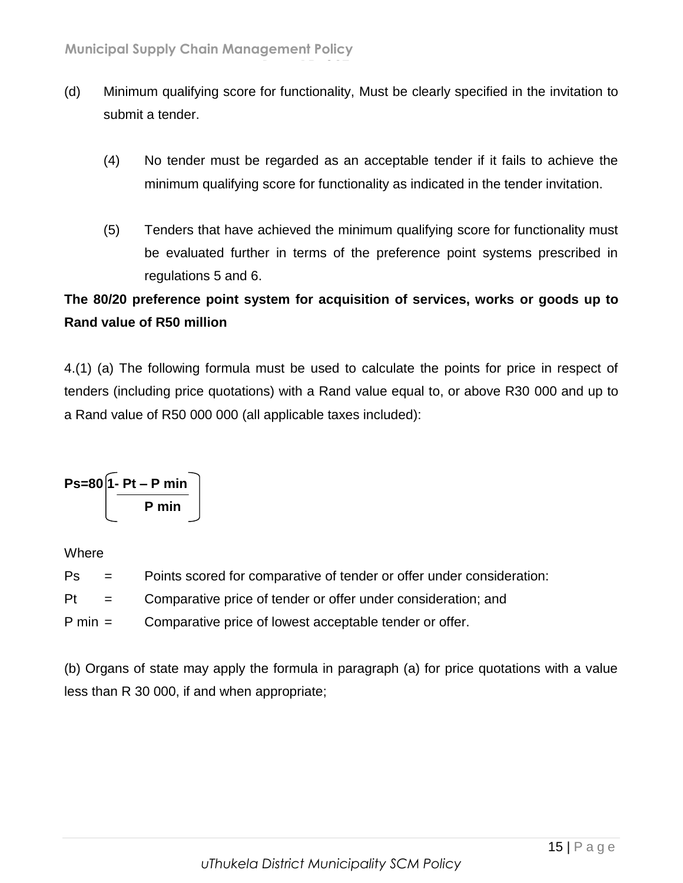(d) Minimum qualifying score for functionality, Must be clearly specified in the invitation to submit a tender.

(4) No tender must be regarded as an acceptable tender if it fails to achieve the minimum qualifying score for functionality as indicated in the tender invitation.

(5) Tenders that have achieved the minimum qualifying score for functionality must be evaluated further in terms of the preference point systems prescribed in regulations 5 and 6.

**The 80/20 preference point system for acquisition of services, works or goods up to Rand value of R50 million**

4.(1) (a) The following formula must be used to calculate the points for price in respect of tenders (including price quotations) with a Rand value equal to, or above R30 000 and up to a Rand value of R50 000 000 (all applicable taxes included):

$$Ps = 80\left(1 - \frac{Pt - P\,min}{P\,min}\right)$$

Where

Ps = Points scored for comparative of tender or offer under consideration:

Pt = Comparative price of tender or offer under consideration; and

P min = Comparative price of lowest acceptable tender or offer.

(b) Organs of state may apply the formula in paragraph (a) for price quotations with a value less than R 30 000, if and when appropriate;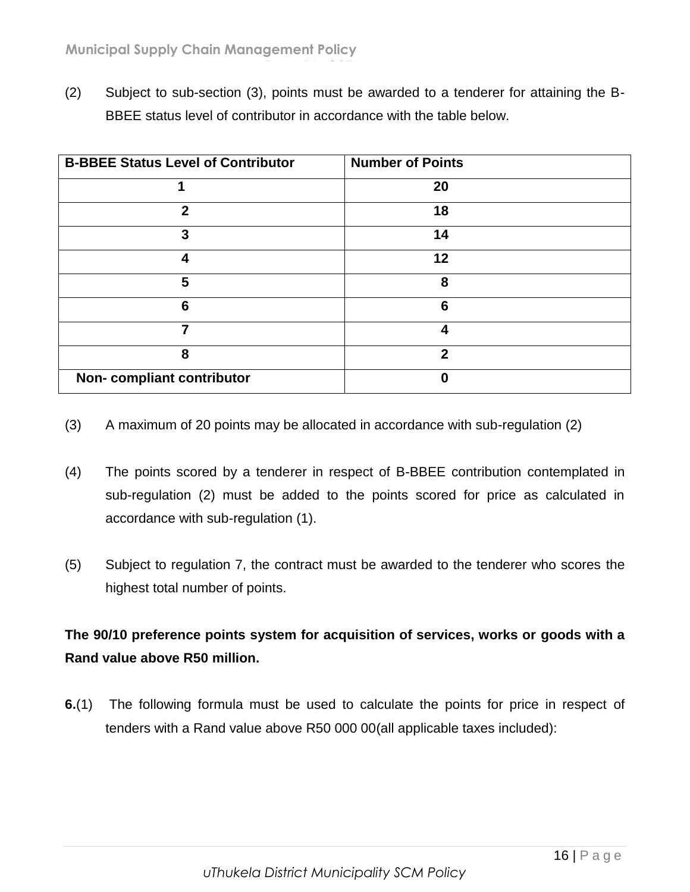(2) Subject to sub-section (3), points must be awarded to a tenderer for attaining the B-BBEE status level of contributor in accordance with the table below.

| B-BBEE Status Level of Contributor | Number of Points |
|---|---|
| 1 | 20 |
| 2 | 18 |
| 3 | 14 |
| 4 | 12 |
| 5 | 8 |
| 6 | 6 |
| 7 | 4 |
| 8 | 2 |
| Non- compliant contributor | 0 |

(3) A maximum of 20 points may be allocated in accordance with sub-regulation (2)

(4) The points scored by a tenderer in respect of B-BBEE contribution contemplated in sub-regulation (2) must be added to the points scored for price as calculated in accordance with sub-regulation (1).

(5) Subject to regulation 7, the contract must be awarded to the tenderer who scores the highest total number of points.

**The 90/10 preference points system for acquisition of services, works or goods with a Rand value above R50 million.**

**6.**(1) The following formula must be used to calculate the points for price in respect of tenders with a Rand value above R50 000 00(all applicable taxes included):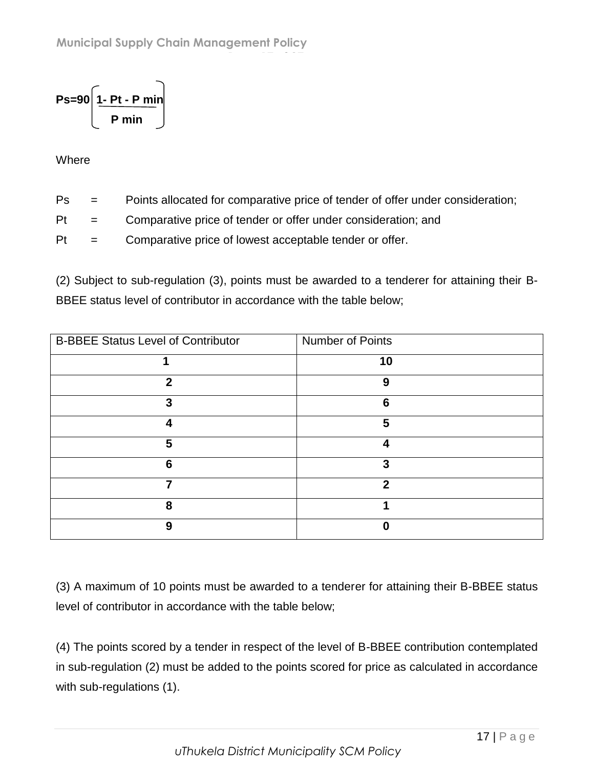$$Ps = 90\left(1 - \frac{Pt - P\ min}{P\ min}\right)$$

Where

| | | |
|---|---|---|
| Ps | = | Points allocated for comparative price of tender of offer under consideration; |
| Pt | = | Comparative price of tender or offer under consideration; and |
| Pt | = | Comparative price of lowest acceptable tender or offer. |

(2) Subject to sub-regulation (3), points must be awarded to a tenderer for attaining their B-BBEE status level of contributor in accordance with the table below;

| B-BBEE Status Level of Contributor | Number of Points |
|---|---|
| 1 | 10 |
| 2 | 9 |
| 3 | 6 |
| 4 | 5 |
| 5 | 4 |
| 6 | 3 |
| 7 | 2 |
| 8 | 1 |
| 9 | 0 |

(3) A maximum of 10 points must be awarded to a tenderer for attaining their B-BBEE status level of contributor in accordance with the table below;

(4) The points scored by a tender in respect of the level of B-BBEE contribution contemplated in sub-regulation (2) must be added to the points scored for price as calculated in accordance with sub-regulations (1).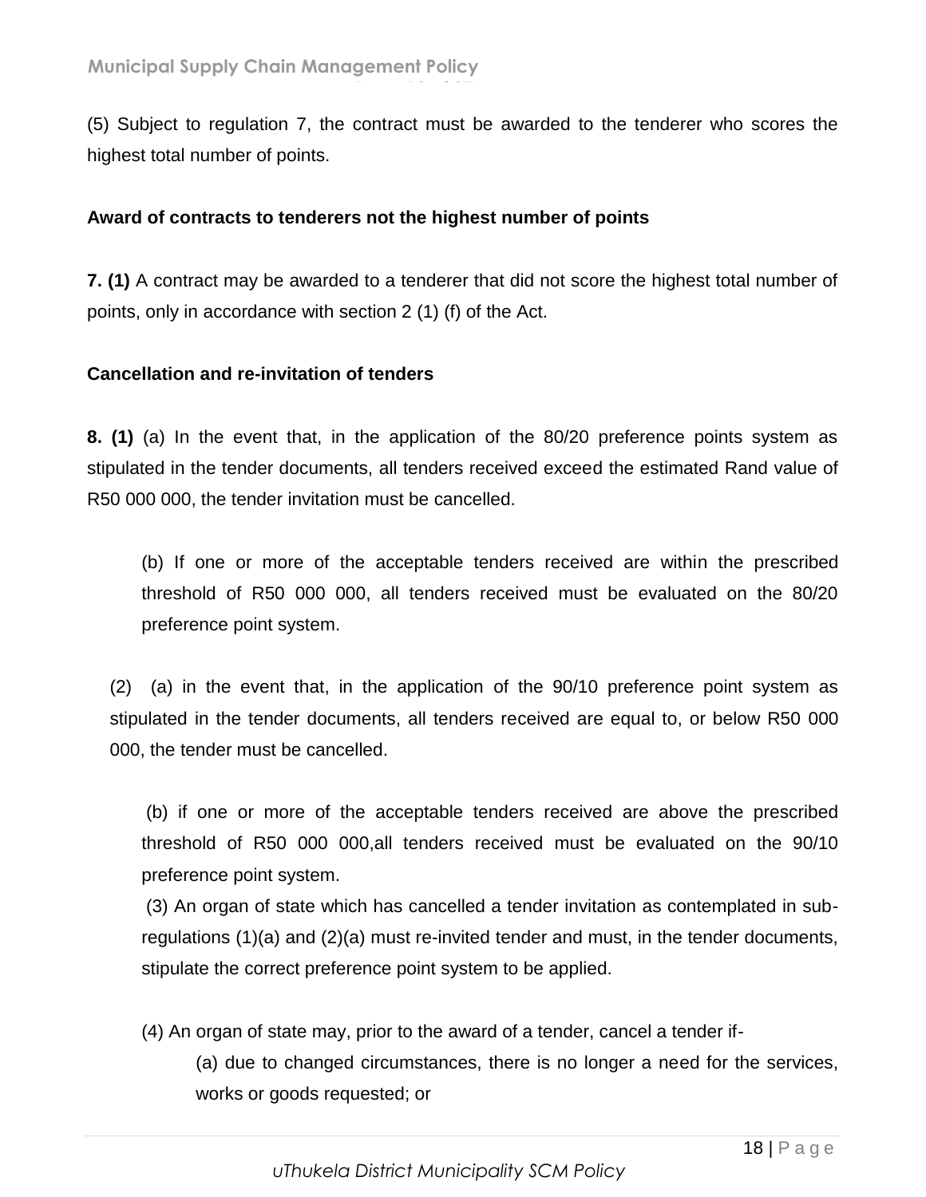(5) Subject to regulation 7, the contract must be awarded to the tenderer who scores the highest total number of points.

**Award of contracts to tenderers not the highest number of points**

**7. (1)** A contract may be awarded to a tenderer that did not score the highest total number of points, only in accordance with section 2 (1) (f) of the Act.

**Cancellation and re-invitation of tenders**

**8. (1)** (a) In the event that, in the application of the 80/20 preference points system as stipulated in the tender documents, all tenders received exceed the estimated Rand value of R50 000 000, the tender invitation must be cancelled.

(b) If one or more of the acceptable tenders received are within the prescribed threshold of R50 000 000, all tenders received must be evaluated on the 80/20 preference point system.

(2) (a) in the event that, in the application of the 90/10 preference point system as stipulated in the tender documents, all tenders received are equal to, or below R50 000 000, the tender must be cancelled.

(b) if one or more of the acceptable tenders received are above the prescribed threshold of R50 000 000,all tenders received must be evaluated on the 90/10 preference point system.

(3) An organ of state which has cancelled a tender invitation as contemplated in sub-regulations (1)(a) and (2)(a) must re-invited tender and must, in the tender documents, stipulate the correct preference point system to be applied.

(4) An organ of state may, prior to the award of a tender, cancel a tender if-

(a) due to changed circumstances, there is no longer a need for the services, works or goods requested; or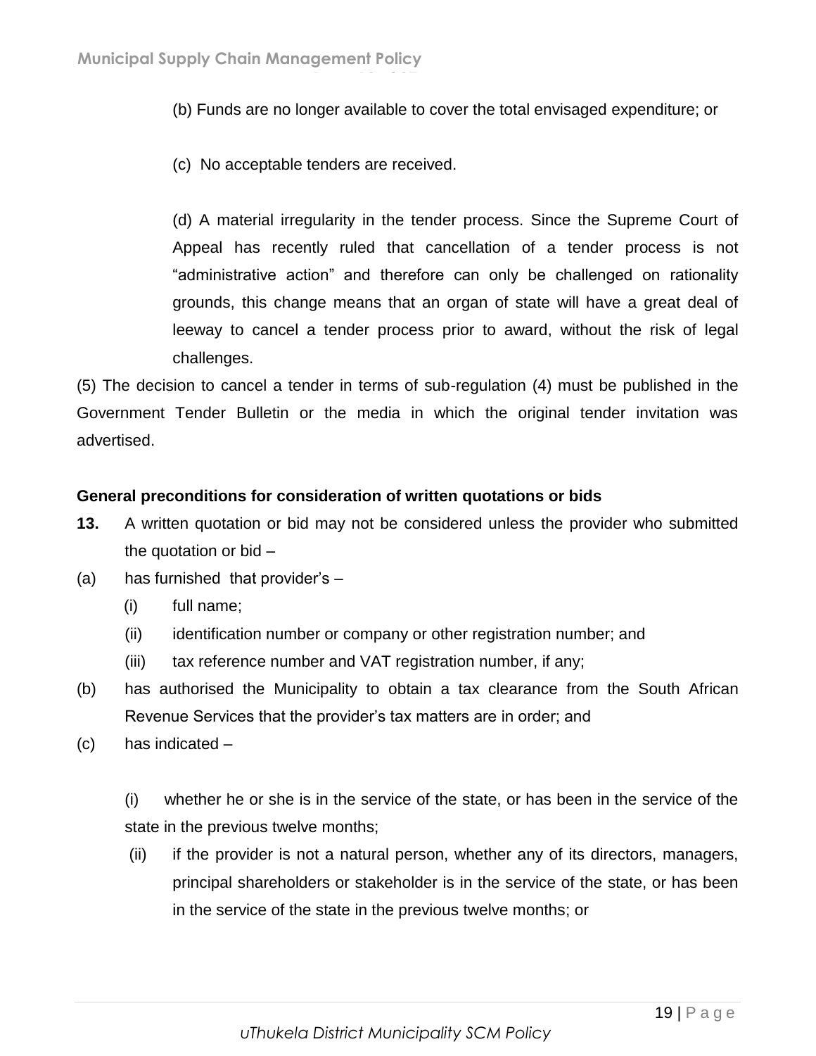(b) Funds are no longer available to cover the total envisaged expenditure; or

(c) No acceptable tenders are received.

(d) A material irregularity in the tender process. Since the Supreme Court of Appeal has recently ruled that cancellation of a tender process is not "administrative action" and therefore can only be challenged on rationality grounds, this change means that an organ of state will have a great deal of leeway to cancel a tender process prior to award, without the risk of legal challenges.

(5) The decision to cancel a tender in terms of sub-regulation (4) must be published in the Government Tender Bulletin or the media in which the original tender invitation was advertised.

**General preconditions for consideration of written quotations or bids**

**13.** A written quotation or bid may not be considered unless the provider who submitted the quotation or bid –

(a) has furnished that provider's –

- (i) full name;
- (ii) identification number or company or other registration number; and
- (iii) tax reference number and VAT registration number, if any;

(b) has authorised the Municipality to obtain a tax clearance from the South African Revenue Services that the provider's tax matters are in order; and

(c) has indicated –

- (i) whether he or she is in the service of the state, or has been in the service of the state in the previous twelve months;
- (ii) if the provider is not a natural person, whether any of its directors, managers, principal shareholders or stakeholder is in the service of the state, or has been in the service of the state in the previous twelve months; or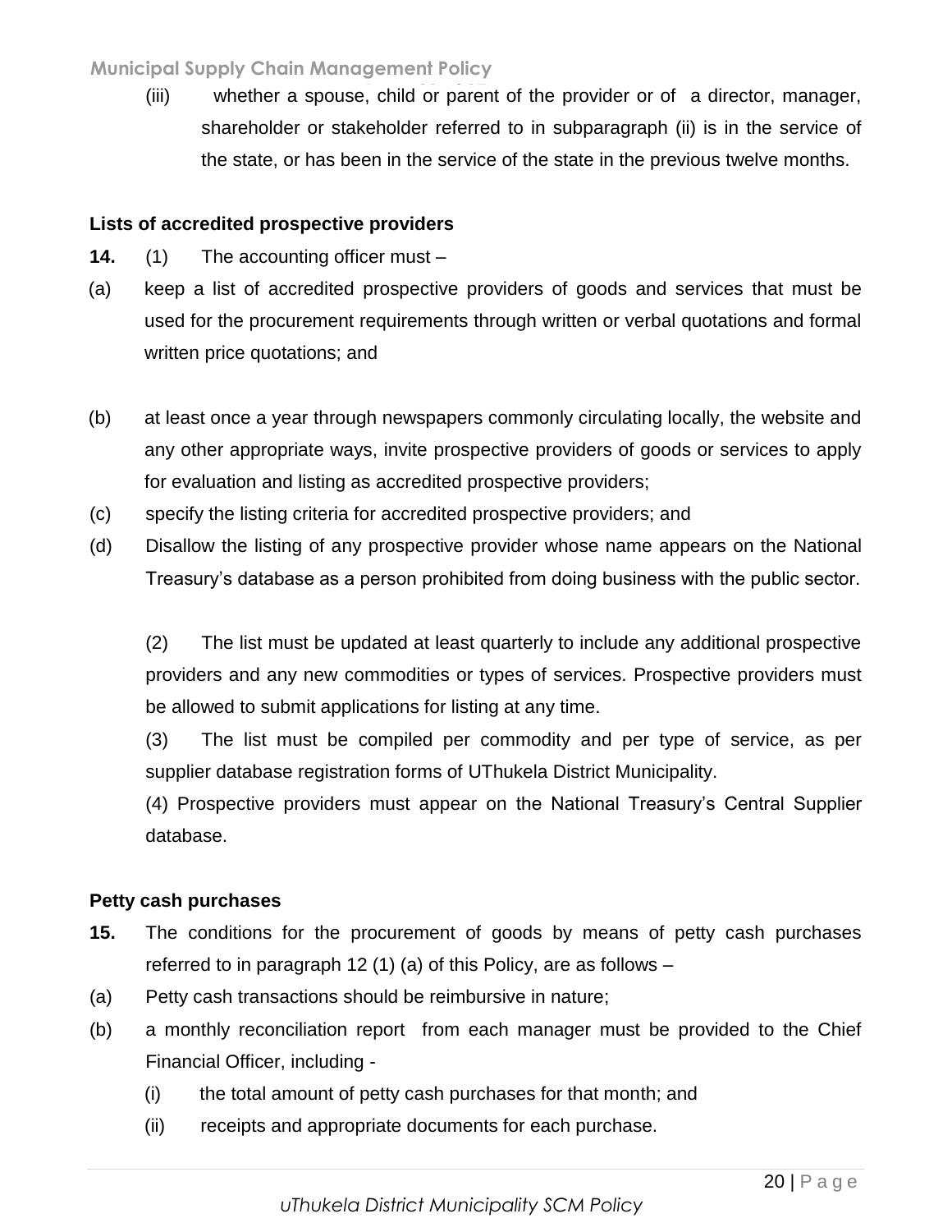(iii) whether a spouse, child or parent of the provider or of a director, manager, shareholder or stakeholder referred to in subparagraph (ii) is in the service of the state, or has been in the service of the state in the previous twelve months.

**Lists of accredited prospective providers**

**14.** (1) The accounting officer must –

(a) keep a list of accredited prospective providers of goods and services that must be used for the procurement requirements through written or verbal quotations and formal written price quotations; and

(b) at least once a year through newspapers commonly circulating locally, the website and any other appropriate ways, invite prospective providers of goods or services to apply for evaluation and listing as accredited prospective providers;

(c) specify the listing criteria for accredited prospective providers; and

(d) Disallow the listing of any prospective provider whose name appears on the National Treasury's database as a person prohibited from doing business with the public sector.

(2) The list must be updated at least quarterly to include any additional prospective providers and any new commodities or types of services. Prospective providers must be allowed to submit applications for listing at any time.

(3) The list must be compiled per commodity and per type of service, as per supplier database registration forms of UThukela District Municipality.

(4) Prospective providers must appear on the National Treasury's Central Supplier database.

**Petty cash purchases**

**15.** The conditions for the procurement of goods by means of petty cash purchases referred to in paragraph 12 (1) (a) of this Policy, are as follows –

(a) Petty cash transactions should be reimbursive in nature;

(b) a monthly reconciliation report from each manager must be provided to the Chief Financial Officer, including -

   (i) the total amount of petty cash purchases for that month; and

   (ii) receipts and appropriate documents for each purchase.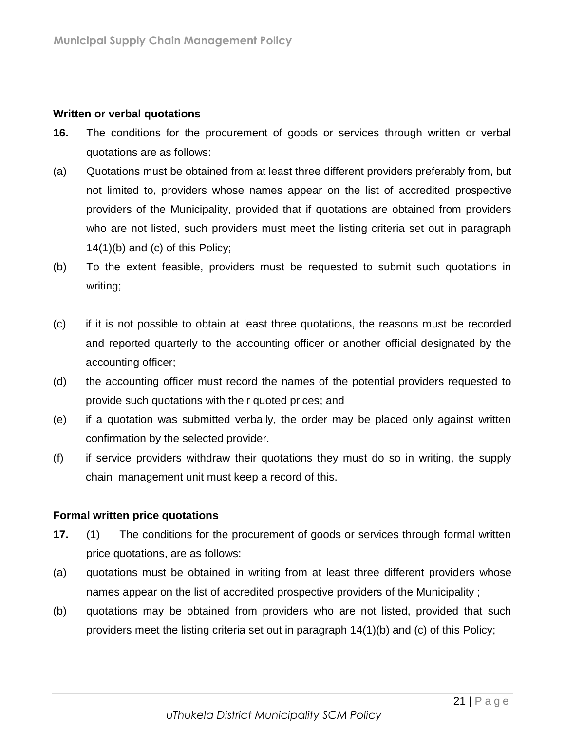**Written or verbal quotations**

**16.** The conditions for the procurement of goods or services through written or verbal quotations are as follows:

(a) Quotations must be obtained from at least three different providers preferably from, but not limited to, providers whose names appear on the list of accredited prospective providers of the Municipality, provided that if quotations are obtained from providers who are not listed, such providers must meet the listing criteria set out in paragraph 14(1)(b) and (c) of this Policy;

(b) To the extent feasible, providers must be requested to submit such quotations in writing;

(c) if it is not possible to obtain at least three quotations, the reasons must be recorded and reported quarterly to the accounting officer or another official designated by the accounting officer;

(d) the accounting officer must record the names of the potential providers requested to provide such quotations with their quoted prices; and

(e) if a quotation was submitted verbally, the order may be placed only against written confirmation by the selected provider.

(f) if service providers withdraw their quotations they must do so in writing, the supply chain management unit must keep a record of this.

**Formal written price quotations**

**17.** (1) The conditions for the procurement of goods or services through formal written price quotations, are as follows:

(a) quotations must be obtained in writing from at least three different providers whose names appear on the list of accredited prospective providers of the Municipality ;

(b) quotations may be obtained from providers who are not listed, provided that such providers meet the listing criteria set out in paragraph 14(1)(b) and (c) of this Policy;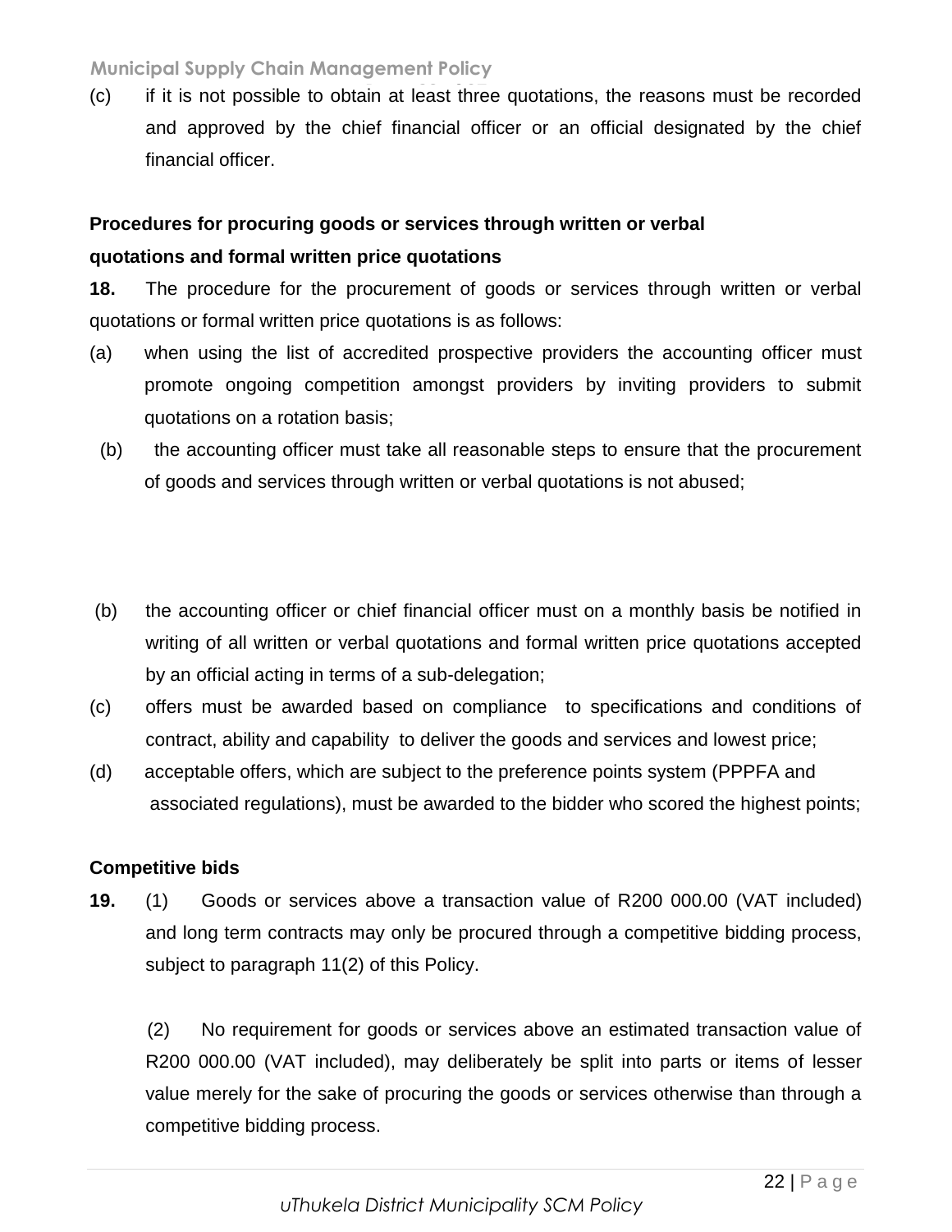(c) if it is not possible to obtain at least three quotations, the reasons must be recorded and approved by the chief financial officer or an official designated by the chief financial officer.

**Procedures for procuring goods or services through written or verbal quotations and formal written price quotations**

**18.** The procedure for the procurement of goods or services through written or verbal quotations or formal written price quotations is as follows:

(a) when using the list of accredited prospective providers the accounting officer must promote ongoing competition amongst providers by inviting providers to submit quotations on a rotation basis;

(b) the accounting officer must take all reasonable steps to ensure that the procurement of goods and services through written or verbal quotations is not abused;

(b) the accounting officer or chief financial officer must on a monthly basis be notified in writing of all written or verbal quotations and formal written price quotations accepted by an official acting in terms of a sub-delegation;

(c) offers must be awarded based on compliance to specifications and conditions of contract, ability and capability to deliver the goods and services and lowest price;

(d) acceptable offers, which are subject to the preference points system (PPPFA and associated regulations), must be awarded to the bidder who scored the highest points;

**Competitive bids**

**19.** (1) Goods or services above a transaction value of R200 000.00 (VAT included) and long term contracts may only be procured through a competitive bidding process, subject to paragraph 11(2) of this Policy.

(2) No requirement for goods or services above an estimated transaction value of R200 000.00 (VAT included), may deliberately be split into parts or items of lesser value merely for the sake of procuring the goods or services otherwise than through a competitive bidding process.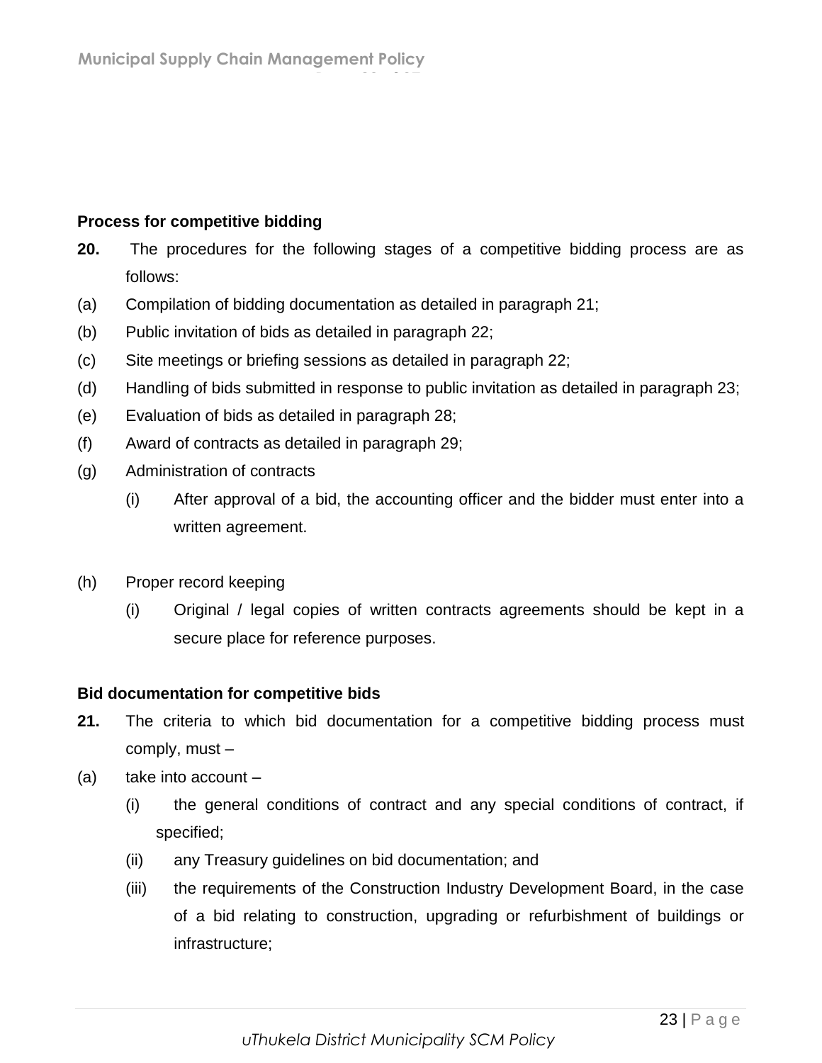**Process for competitive bidding**

**20.** The procedures for the following stages of a competitive bidding process are as follows:

(a) Compilation of bidding documentation as detailed in paragraph 21;

(b) Public invitation of bids as detailed in paragraph 22;

(c) Site meetings or briefing sessions as detailed in paragraph 22;

(d) Handling of bids submitted in response to public invitation as detailed in paragraph 23;

(e) Evaluation of bids as detailed in paragraph 28;

(f) Award of contracts as detailed in paragraph 29;

(g) Administration of contracts

  (i) After approval of a bid, the accounting officer and the bidder must enter into a written agreement.

(h) Proper record keeping

  (i) Original / legal copies of written contracts agreements should be kept in a secure place for reference purposes.

**Bid documentation for competitive bids**

**21.** The criteria to which bid documentation for a competitive bidding process must comply, must –

(a) take into account –

  (i) the general conditions of contract and any special conditions of contract, if specified;

  (ii) any Treasury guidelines on bid documentation; and

  (iii) the requirements of the Construction Industry Development Board, in the case of a bid relating to construction, upgrading or refurbishment of buildings or infrastructure;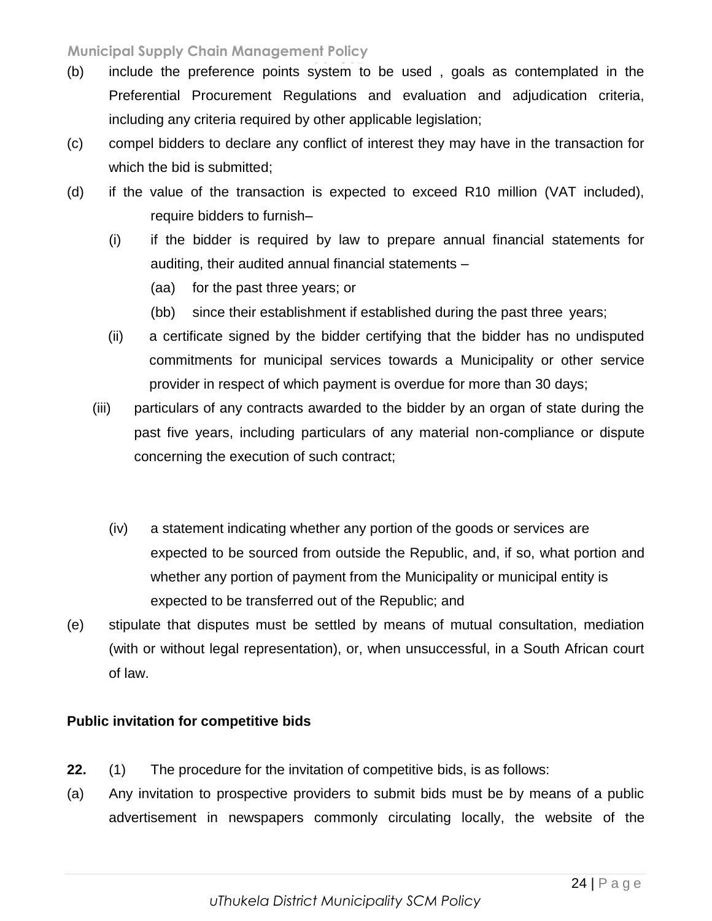(b) include the preference points system to be used , goals as contemplated in the Preferential Procurement Regulations and evaluation and adjudication criteria, including any criteria required by other applicable legislation;

(c) compel bidders to declare any conflict of interest they may have in the transaction for which the bid is submitted;

(d) if the value of the transaction is expected to exceed R10 million (VAT included), require bidders to furnish–

   (i) if the bidder is required by law to prepare annual financial statements for auditing, their audited annual financial statements –

      (aa) for the past three years; or

      (bb) since their establishment if established during the past three years;

   (ii) a certificate signed by the bidder certifying that the bidder has no undisputed commitments for municipal services towards a Municipality or other service provider in respect of which payment is overdue for more than 30 days;

   (iii) particulars of any contracts awarded to the bidder by an organ of state during the past five years, including particulars of any material non-compliance or dispute concerning the execution of such contract;

   (iv) a statement indicating whether any portion of the goods or services are expected to be sourced from outside the Republic, and, if so, what portion and whether any portion of payment from the Municipality or municipal entity is expected to be transferred out of the Republic; and

(e) stipulate that disputes must be settled by means of mutual consultation, mediation (with or without legal representation), or, when unsuccessful, in a South African court of law.

**Public invitation for competitive bids**

**22.** (1) The procedure for the invitation of competitive bids, is as follows:

(a) Any invitation to prospective providers to submit bids must be by means of a public advertisement in newspapers commonly circulating locally, the website of the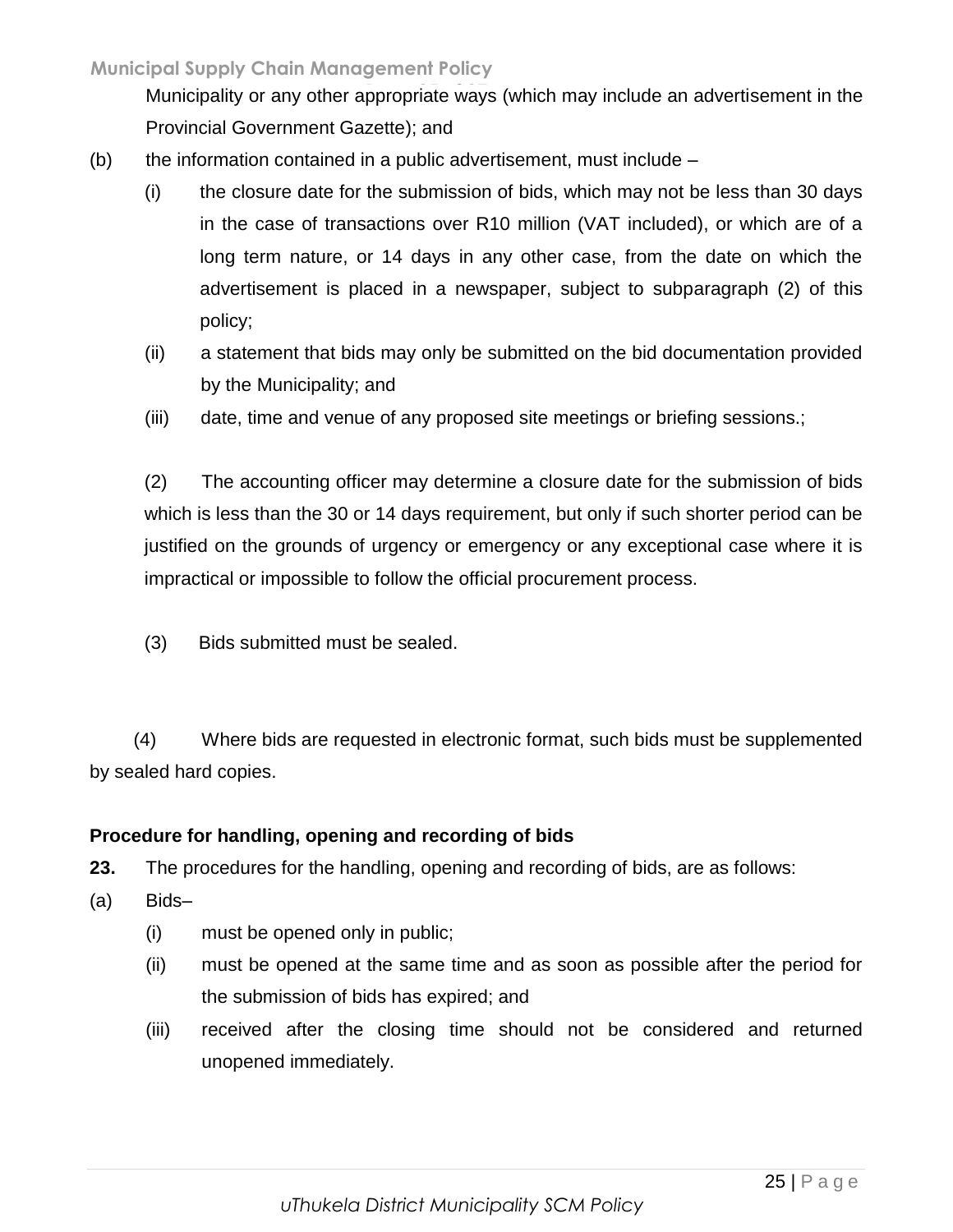Municipality or any other appropriate ways (which may include an advertisement in the Provincial Government Gazette); and

(b) the information contained in a public advertisement, must include –

  (i) the closure date for the submission of bids, which may not be less than 30 days in the case of transactions over R10 million (VAT included), or which are of a long term nature, or 14 days in any other case, from the date on which the advertisement is placed in a newspaper, subject to subparagraph (2) of this policy;

  (ii) a statement that bids may only be submitted on the bid documentation provided by the Municipality; and

  (iii) date, time and venue of any proposed site meetings or briefing sessions.;

(2) The accounting officer may determine a closure date for the submission of bids which is less than the 30 or 14 days requirement, but only if such shorter period can be justified on the grounds of urgency or emergency or any exceptional case where it is impractical or impossible to follow the official procurement process.

(3) Bids submitted must be sealed.

(4) Where bids are requested in electronic format, such bids must be supplemented by sealed hard copies.

**Procedure for handling, opening and recording of bids**

**23.** The procedures for the handling, opening and recording of bids, are as follows:

(a) Bids–

  (i) must be opened only in public;

  (ii) must be opened at the same time and as soon as possible after the period for the submission of bids has expired; and

  (iii) received after the closing time should not be considered and returned unopened immediately.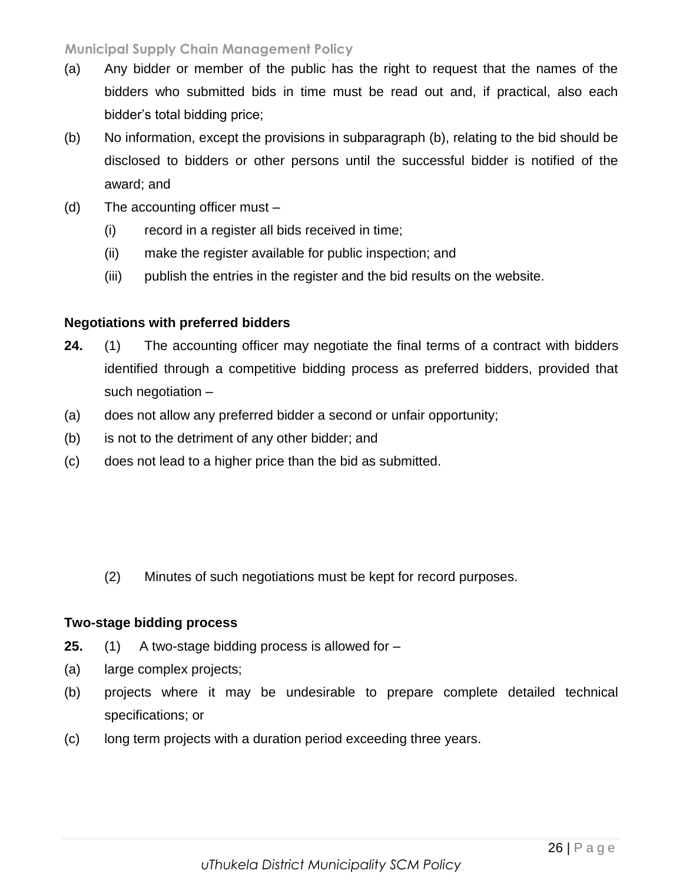(a) Any bidder or member of the public has the right to request that the names of the bidders who submitted bids in time must be read out and, if practical, also each bidder's total bidding price;

(b) No information, except the provisions in subparagraph (b), relating to the bid should be disclosed to bidders or other persons until the successful bidder is notified of the award; and

(d) The accounting officer must –
   - (i) record in a register all bids received in time;
   - (ii) make the register available for public inspection; and
   - (iii) publish the entries in the register and the bid results on the website.

**Negotiations with preferred bidders**

**24.** (1) The accounting officer may negotiate the final terms of a contract with bidders identified through a competitive bidding process as preferred bidders, provided that such negotiation –

(a) does not allow any preferred bidder a second or unfair opportunity;

(b) is not to the detriment of any other bidder; and

(c) does not lead to a higher price than the bid as submitted.

(2) Minutes of such negotiations must be kept for record purposes.

**Two-stage bidding process**

**25.** (1) A two-stage bidding process is allowed for –

(a) large complex projects;

(b) projects where it may be undesirable to prepare complete detailed technical specifications; or

(c) long term projects with a duration period exceeding three years.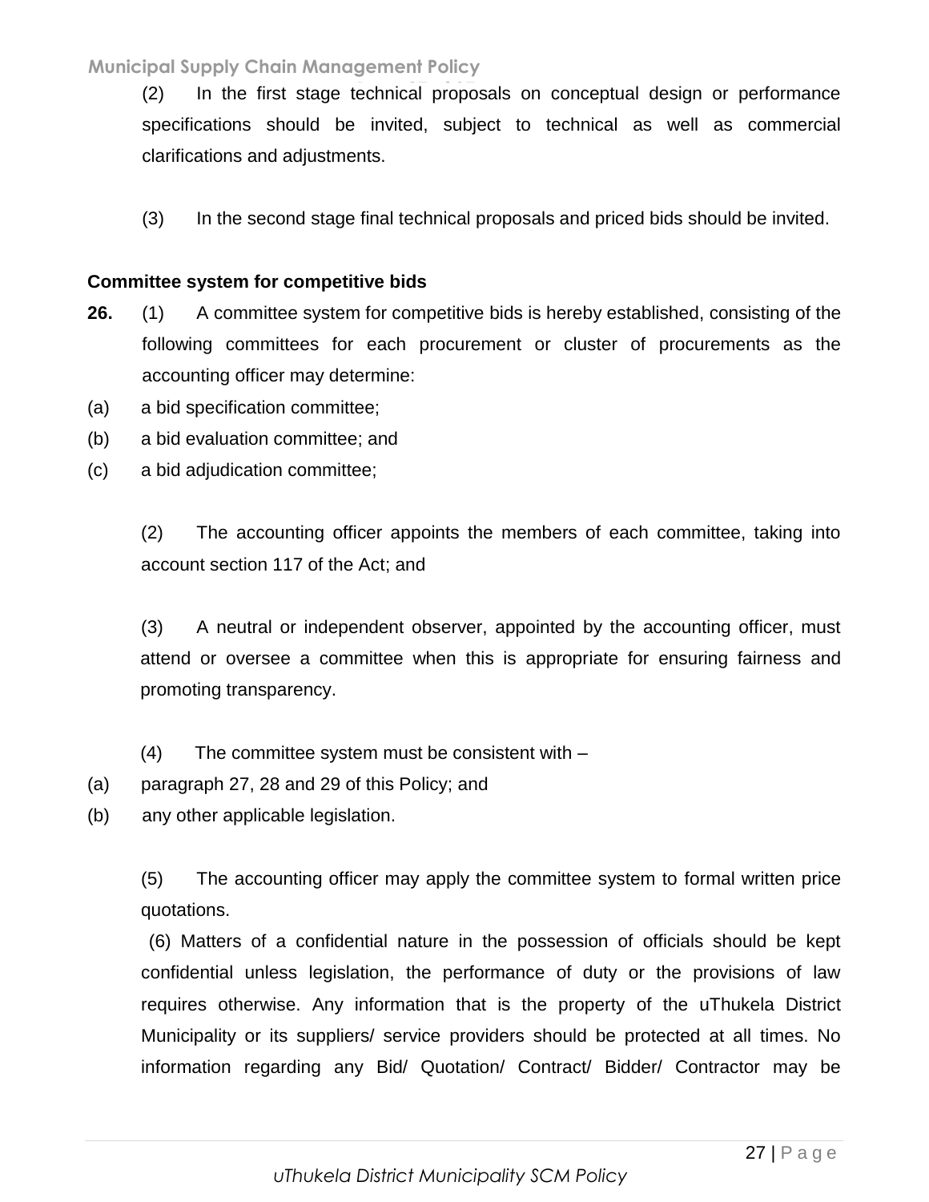(2) In the first stage technical proposals on conceptual design or performance specifications should be invited, subject to technical as well as commercial clarifications and adjustments.

(3) In the second stage final technical proposals and priced bids should be invited.

**Committee system for competitive bids**

**26.** (1) A committee system for competitive bids is hereby established, consisting of the following committees for each procurement or cluster of procurements as the accounting officer may determine:

(a) a bid specification committee;

(b) a bid evaluation committee; and

(c) a bid adjudication committee;

(2) The accounting officer appoints the members of each committee, taking into account section 117 of the Act; and

(3) A neutral or independent observer, appointed by the accounting officer, must attend or oversee a committee when this is appropriate for ensuring fairness and promoting transparency.

(4) The committee system must be consistent with –

(a) paragraph 27, 28 and 29 of this Policy; and

(b) any other applicable legislation.

(5) The accounting officer may apply the committee system to formal written price quotations.

(6) Matters of a confidential nature in the possession of officials should be kept confidential unless legislation, the performance of duty or the provisions of law requires otherwise. Any information that is the property of the uThukela District Municipality or its suppliers/ service providers should be protected at all times. No information regarding any Bid/ Quotation/ Contract/ Bidder/ Contractor may be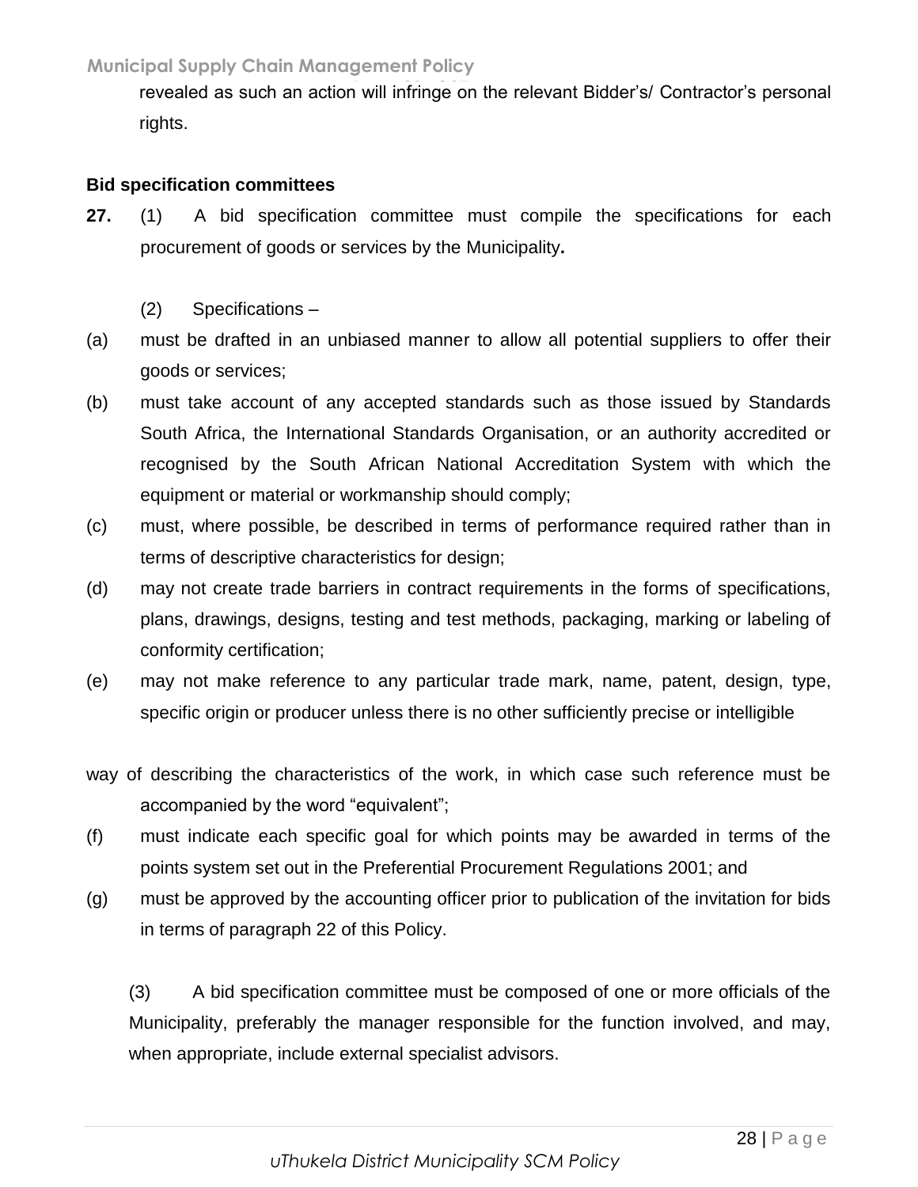revealed as such an action will infringe on the relevant Bidder's/ Contractor's personal rights.

**Bid specification committees**

**27.** (1) A bid specification committee must compile the specifications for each procurement of goods or services by the Municipality**.**

(2) Specifications –

(a) must be drafted in an unbiased manner to allow all potential suppliers to offer their goods or services;

(b) must take account of any accepted standards such as those issued by Standards South Africa, the International Standards Organisation, or an authority accredited or recognised by the South African National Accreditation System with which the equipment or material or workmanship should comply;

(c) must, where possible, be described in terms of performance required rather than in terms of descriptive characteristics for design;

(d) may not create trade barriers in contract requirements in the forms of specifications, plans, drawings, designs, testing and test methods, packaging, marking or labeling of conformity certification;

(e) may not make reference to any particular trade mark, name, patent, design, type, specific origin or producer unless there is no other sufficiently precise or intelligible way of describing the characteristics of the work, in which case such reference must be accompanied by the word "equivalent";

(f) must indicate each specific goal for which points may be awarded in terms of the points system set out in the Preferential Procurement Regulations 2001; and

(g) must be approved by the accounting officer prior to publication of the invitation for bids in terms of paragraph 22 of this Policy.

(3) A bid specification committee must be composed of one or more officials of the Municipality, preferably the manager responsible for the function involved, and may, when appropriate, include external specialist advisors.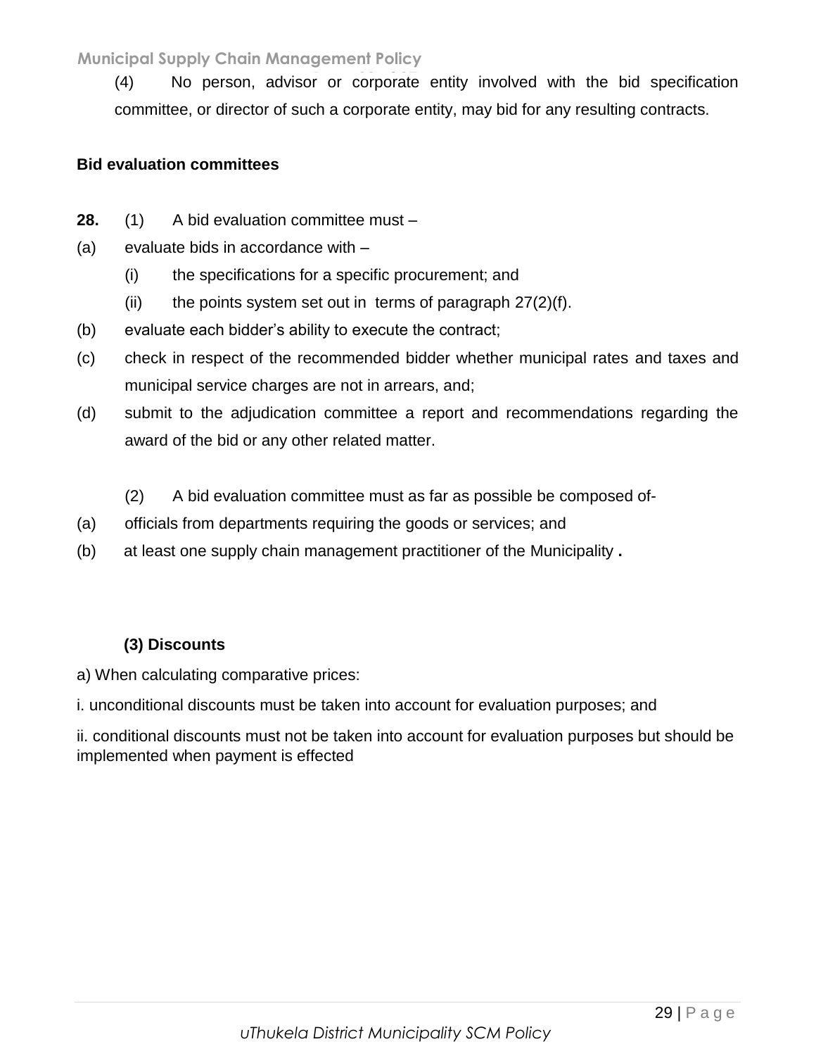(4) No person, advisor or corporate entity involved with the bid specification committee, or director of such a corporate entity, may bid for any resulting contracts.

**Bid evaluation committees**

**28.** (1) A bid evaluation committee must –

(a) evaluate bids in accordance with –

  (i) the specifications for a specific procurement; and

  (ii) the points system set out in terms of paragraph 27(2)(f).

(b) evaluate each bidder's ability to execute the contract;

(c) check in respect of the recommended bidder whether municipal rates and taxes and municipal service charges are not in arrears, and;

(d) submit to the adjudication committee a report and recommendations regarding the award of the bid or any other related matter.

(2) A bid evaluation committee must as far as possible be composed of-

(a) officials from departments requiring the goods or services; and

(b) at least one supply chain management practitioner of the Municipality **.**

**(3) Discounts**

a) When calculating comparative prices:

i. unconditional discounts must be taken into account for evaluation purposes; and

ii. conditional discounts must not be taken into account for evaluation purposes but should be implemented when payment is effected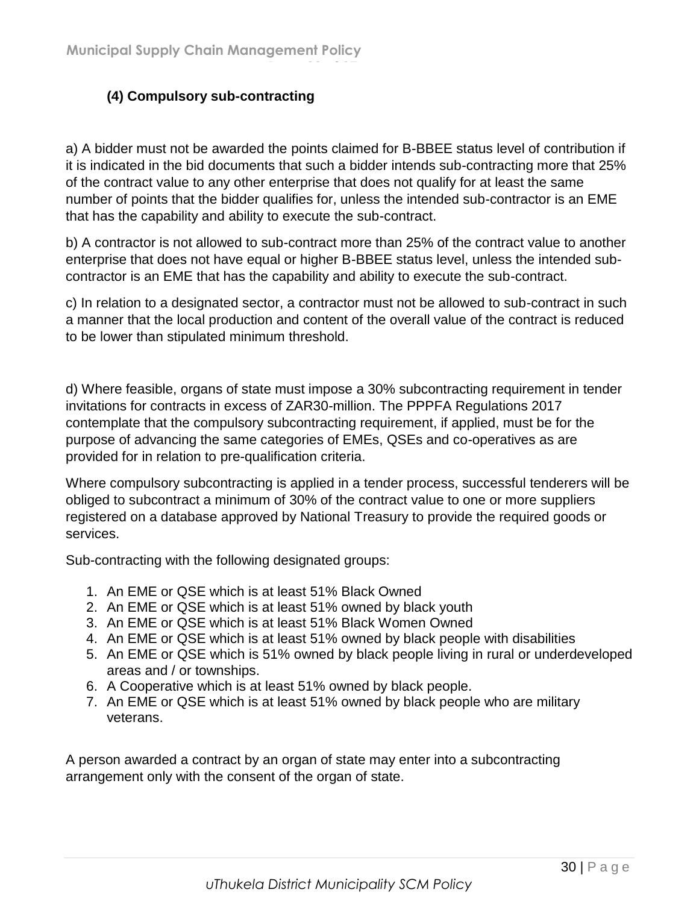### (4) Compulsory sub-contracting

a) A bidder must not be awarded the points claimed for B-BBEE status level of contribution if it is indicated in the bid documents that such a bidder intends sub-contracting more that 25% of the contract value to any other enterprise that does not qualify for at least the same number of points that the bidder qualifies for, unless the intended sub-contractor is an EME that has the capability and ability to execute the sub-contract.

b) A contractor is not allowed to sub-contract more than 25% of the contract value to another enterprise that does not have equal or higher B-BBEE status level, unless the intended sub-contractor is an EME that has the capability and ability to execute the sub-contract.

c) In relation to a designated sector, a contractor must not be allowed to sub-contract in such a manner that the local production and content of the overall value of the contract is reduced to be lower than stipulated minimum threshold.

d) Where feasible, organs of state must impose a 30% subcontracting requirement in tender invitations for contracts in excess of ZAR30-million. The PPPFA Regulations 2017 contemplate that the compulsory subcontracting requirement, if applied, must be for the purpose of advancing the same categories of EMEs, QSEs and co-operatives as are provided for in relation to pre-qualification criteria.

Where compulsory subcontracting is applied in a tender process, successful tenderers will be obliged to subcontract a minimum of 30% of the contract value to one or more suppliers registered on a database approved by National Treasury to provide the required goods or services.

Sub-contracting with the following designated groups:

1. An EME or QSE which is at least 51% Black Owned
2. An EME or QSE which is at least 51% owned by black youth
3. An EME or QSE which is at least 51% Black Women Owned
4. An EME or QSE which is at least 51% owned by black people with disabilities
5. An EME or QSE which is 51% owned by black people living in rural or underdeveloped areas and / or townships.
6. A Cooperative which is at least 51% owned by black people.
7. An EME or QSE which is at least 51% owned by black people who are military veterans.

A person awarded a contract by an organ of state may enter into a subcontracting arrangement only with the consent of the organ of state.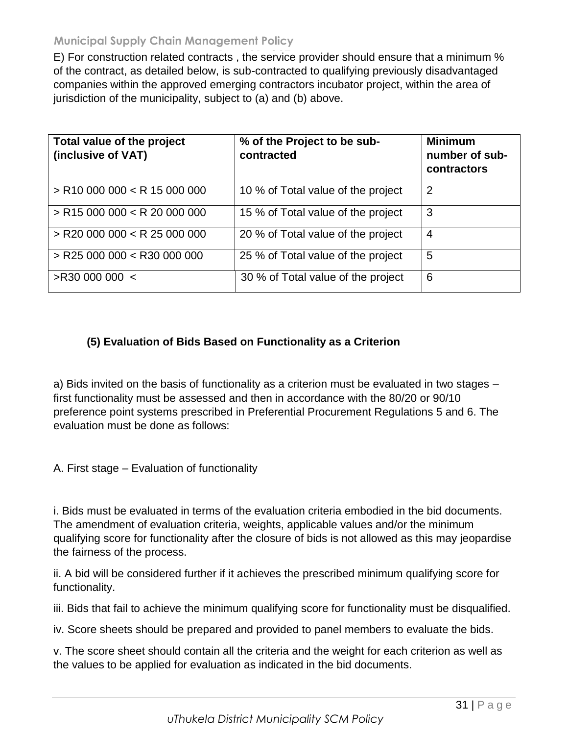E) For construction related contracts , the service provider should ensure that a minimum % of the contract, as detailed below, is sub-contracted to qualifying previously disadvantaged companies within the approved emerging contractors incubator project, within the area of jurisdiction of the municipality, subject to (a) and (b) above.

| Total value of the project (inclusive of VAT) | % of the Project to be sub-contracted | Minimum number of sub-contractors |
|---|---|---|
| > R10 000 000 < R 15 000 000 | 10 % of Total value of the project | 2 |
| > R15 000 000 < R 20 000 000 | 15 % of Total value of the project | 3 |
| > R20 000 000 < R 25 000 000 | 20 % of Total value of the project | 4 |
| > R25 000 000 < R30 000 000 | 25 % of Total value of the project | 5 |
| >R30 000 000 < | 30 % of Total value of the project | 6 |

**(5) Evaluation of Bids Based on Functionality as a Criterion**

a) Bids invited on the basis of functionality as a criterion must be evaluated in two stages – first functionality must be assessed and then in accordance with the 80/20 or 90/10 preference point systems prescribed in Preferential Procurement Regulations 5 and 6. The evaluation must be done as follows:

A. First stage – Evaluation of functionality

i. Bids must be evaluated in terms of the evaluation criteria embodied in the bid documents. The amendment of evaluation criteria, weights, applicable values and/or the minimum qualifying score for functionality after the closure of bids is not allowed as this may jeopardise the fairness of the process.

ii. A bid will be considered further if it achieves the prescribed minimum qualifying score for functionality.

iii. Bids that fail to achieve the minimum qualifying score for functionality must be disqualified.

iv. Score sheets should be prepared and provided to panel members to evaluate the bids.

v. The score sheet should contain all the criteria and the weight for each criterion as well as the values to be applied for evaluation as indicated in the bid documents.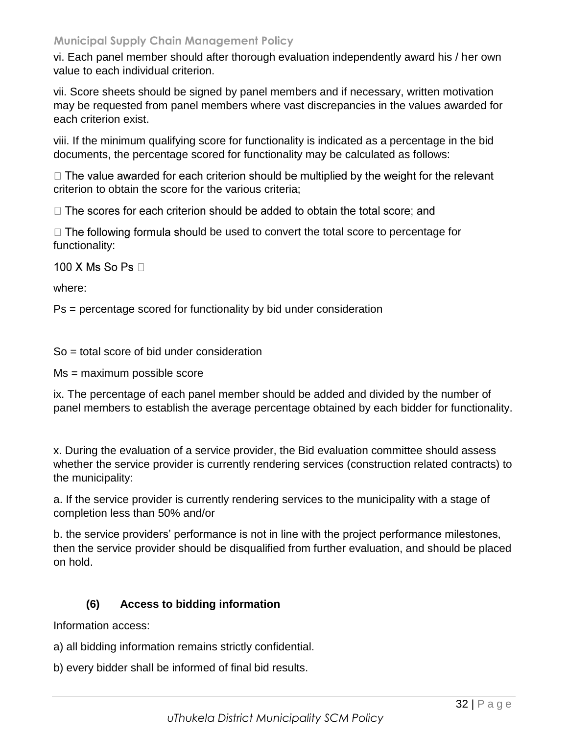vi. Each panel member should after thorough evaluation independently award his / her own value to each individual criterion.

vii. Score sheets should be signed by panel members and if necessary, written motivation may be requested from panel members where vast discrepancies in the values awarded for each criterion exist.

viii. If the minimum qualifying score for functionality is indicated as a percentage in the bid documents, the percentage scored for functionality may be calculated as follows:

 The value awarded for each criterion should be multiplied by the weight for the relevant criterion to obtain the score for the various criteria;

 The scores for each criterion should be added to obtain the total score; and

 The following formula should be used to convert the total score to percentage for functionality:

100 X Ms So Ps 

where:

Ps = percentage scored for functionality by bid under consideration

So = total score of bid under consideration

Ms = maximum possible score

ix. The percentage of each panel member should be added and divided by the number of panel members to establish the average percentage obtained by each bidder for functionality.

x. During the evaluation of a service provider, the Bid evaluation committee should assess whether the service provider is currently rendering services (construction related contracts) to the municipality:

a. If the service provider is currently rendering services to the municipality with a stage of completion less than 50% and/or

b. the service providers' performance is not in line with the project performance milestones, then the service provider should be disqualified from further evaluation, and should be placed on hold.

**(6) Access to bidding information**

Information access:

a) all bidding information remains strictly confidential.

b) every bidder shall be informed of final bid results.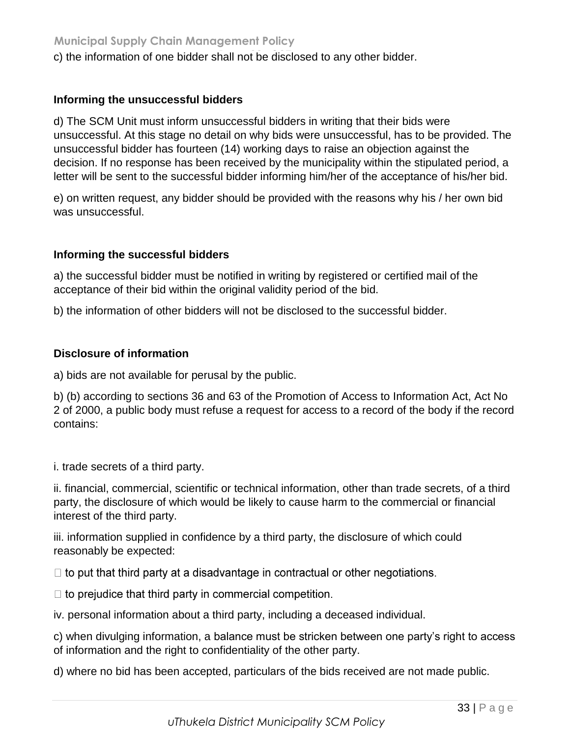c) the information of one bidder shall not be disclosed to any other bidder.

**Informing the unsuccessful bidders**

d) The SCM Unit must inform unsuccessful bidders in writing that their bids were unsuccessful. At this stage no detail on why bids were unsuccessful, has to be provided. The unsuccessful bidder has fourteen (14) working days to raise an objection against the decision. If no response has been received by the municipality within the stipulated period, a letter will be sent to the successful bidder informing him/her of the acceptance of his/her bid.

e) on written request, any bidder should be provided with the reasons why his / her own bid was unsuccessful.

**Informing the successful bidders**

a) the successful bidder must be notified in writing by registered or certified mail of the acceptance of their bid within the original validity period of the bid.

b) the information of other bidders will not be disclosed to the successful bidder.

**Disclosure of information**

a) bids are not available for perusal by the public.

b) (b) according to sections 36 and 63 of the Promotion of Access to Information Act, Act No 2 of 2000, a public body must refuse a request for access to a record of the body if the record contains:

i. trade secrets of a third party.

ii. financial, commercial, scientific or technical information, other than trade secrets, of a third party, the disclosure of which would be likely to cause harm to the commercial or financial interest of the third party.

iii. information supplied in confidence by a third party, the disclosure of which could reasonably be expected:

- to put that third party at a disadvantage in contractual or other negotiations.
- to prejudice that third party in commercial competition.

iv. personal information about a third party, including a deceased individual.

c) when divulging information, a balance must be stricken between one party's right to access of information and the right to confidentiality of the other party.

d) where no bid has been accepted, particulars of the bids received are not made public.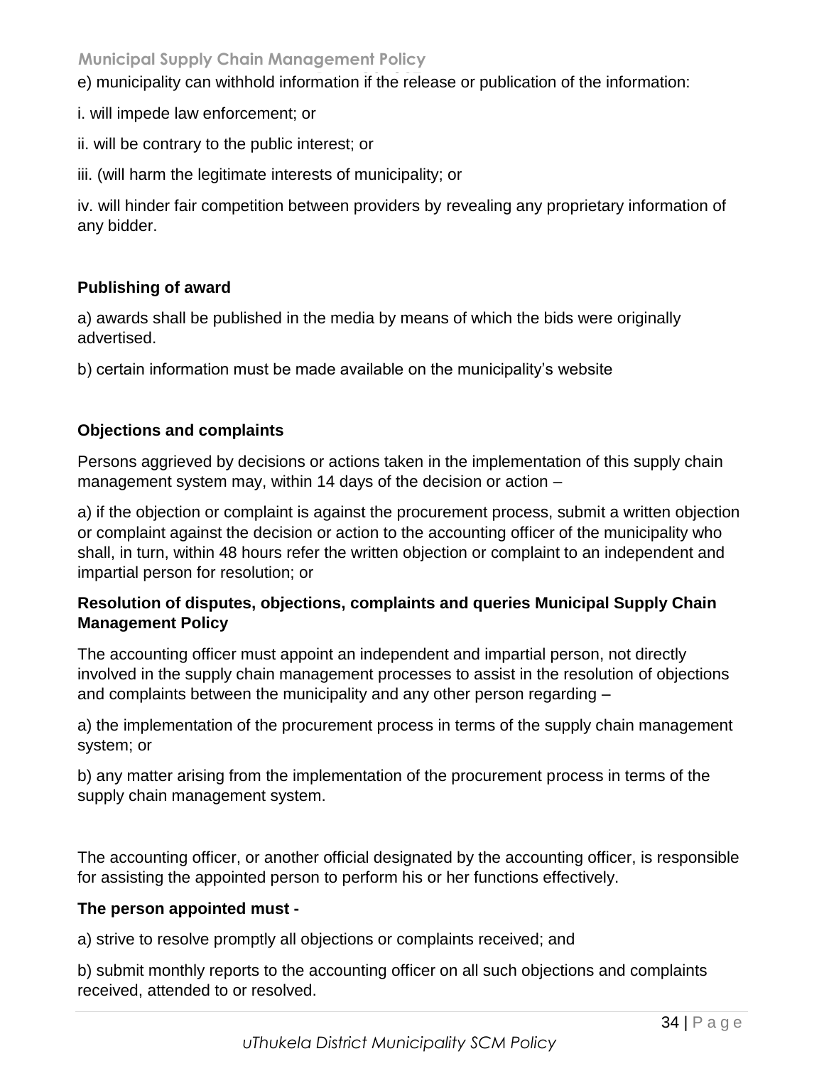e) municipality can withhold information if the release or publication of the information:

i. will impede law enforcement; or

ii. will be contrary to the public interest; or

iii. (will harm the legitimate interests of municipality; or

iv. will hinder fair competition between providers by revealing any proprietary information of any bidder.

**Publishing of award**

a) awards shall be published in the media by means of which the bids were originally advertised.

b) certain information must be made available on the municipality's website

**Objections and complaints**

Persons aggrieved by decisions or actions taken in the implementation of this supply chain management system may, within 14 days of the decision or action –

a) if the objection or complaint is against the procurement process, submit a written objection or complaint against the decision or action to the accounting officer of the municipality who shall, in turn, within 48 hours refer the written objection or complaint to an independent and impartial person for resolution; or

**Resolution of disputes, objections, complaints and queries Municipal Supply Chain Management Policy**

The accounting officer must appoint an independent and impartial person, not directly involved in the supply chain management processes to assist in the resolution of objections and complaints between the municipality and any other person regarding –

a) the implementation of the procurement process in terms of the supply chain management system; or

b) any matter arising from the implementation of the procurement process in terms of the supply chain management system.

The accounting officer, or another official designated by the accounting officer, is responsible for assisting the appointed person to perform his or her functions effectively.

**The person appointed must -**

a) strive to resolve promptly all objections or complaints received; and

b) submit monthly reports to the accounting officer on all such objections and complaints received, attended to or resolved.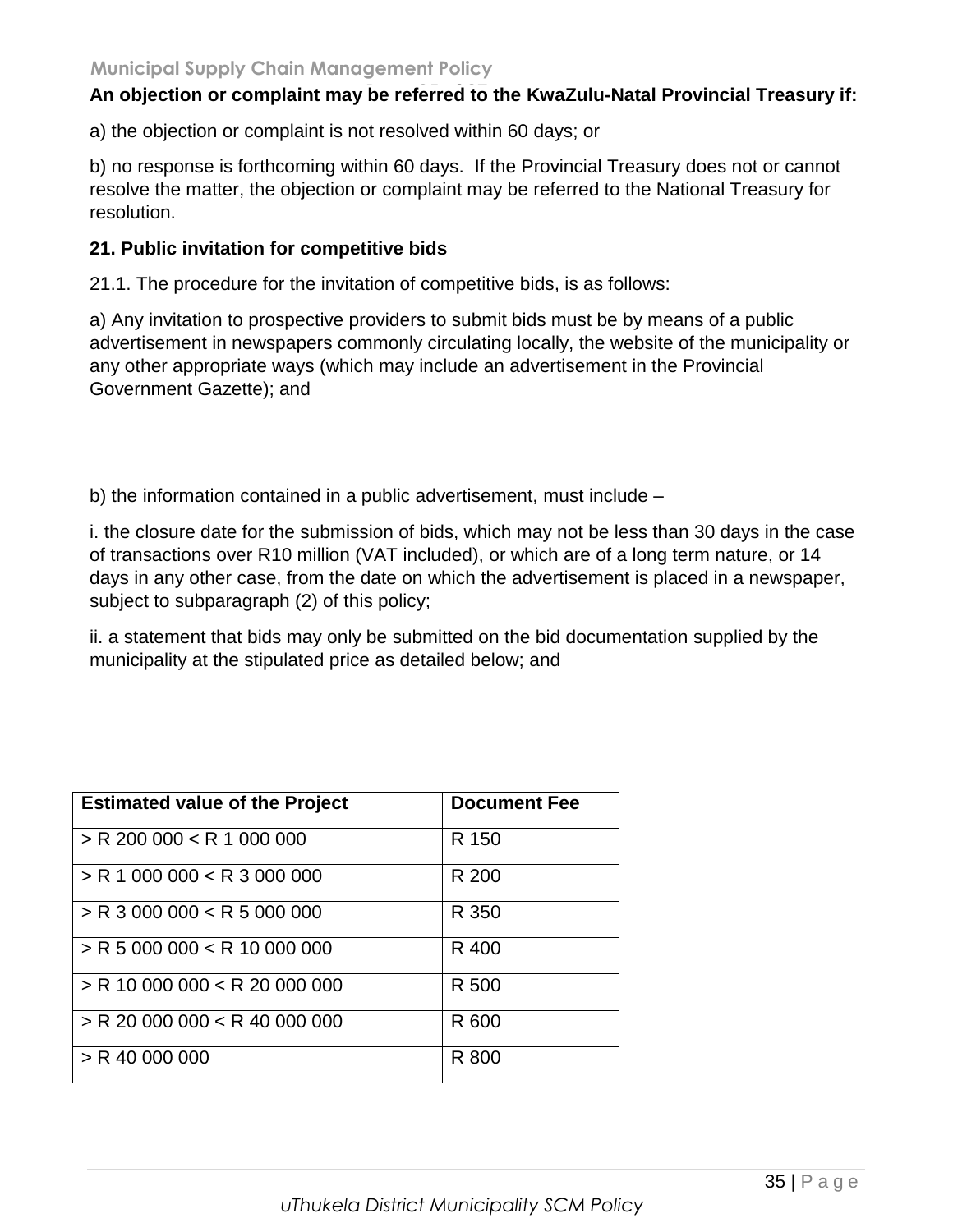**An objection or complaint may be referred to the KwaZulu-Natal Provincial Treasury if:**

a) the objection or complaint is not resolved within 60 days; or

b) no response is forthcoming within 60 days. If the Provincial Treasury does not or cannot resolve the matter, the objection or complaint may be referred to the National Treasury for resolution.

**21. Public invitation for competitive bids**

21.1. The procedure for the invitation of competitive bids, is as follows:

a) Any invitation to prospective providers to submit bids must be by means of a public advertisement in newspapers commonly circulating locally, the website of the municipality or any other appropriate ways (which may include an advertisement in the Provincial Government Gazette); and

b) the information contained in a public advertisement, must include –

i. the closure date for the submission of bids, which may not be less than 30 days in the case of transactions over R10 million (VAT included), or which are of a long term nature, or 14 days in any other case, from the date on which the advertisement is placed in a newspaper, subject to subparagraph (2) of this policy;

ii. a statement that bids may only be submitted on the bid documentation supplied by the municipality at the stipulated price as detailed below; and

| Estimated value of the Project | Document Fee |
|---|---|
| > R 200 000 < R 1 000 000 | R 150 |
| > R 1 000 000 < R 3 000 000 | R 200 |
| > R 3 000 000 < R 5 000 000 | R 350 |
| > R 5 000 000 < R 10 000 000 | R 400 |
| > R 10 000 000 < R 20 000 000 | R 500 |
| > R 20 000 000 < R 40 000 000 | R 600 |
| > R 40 000 000 | R 800 |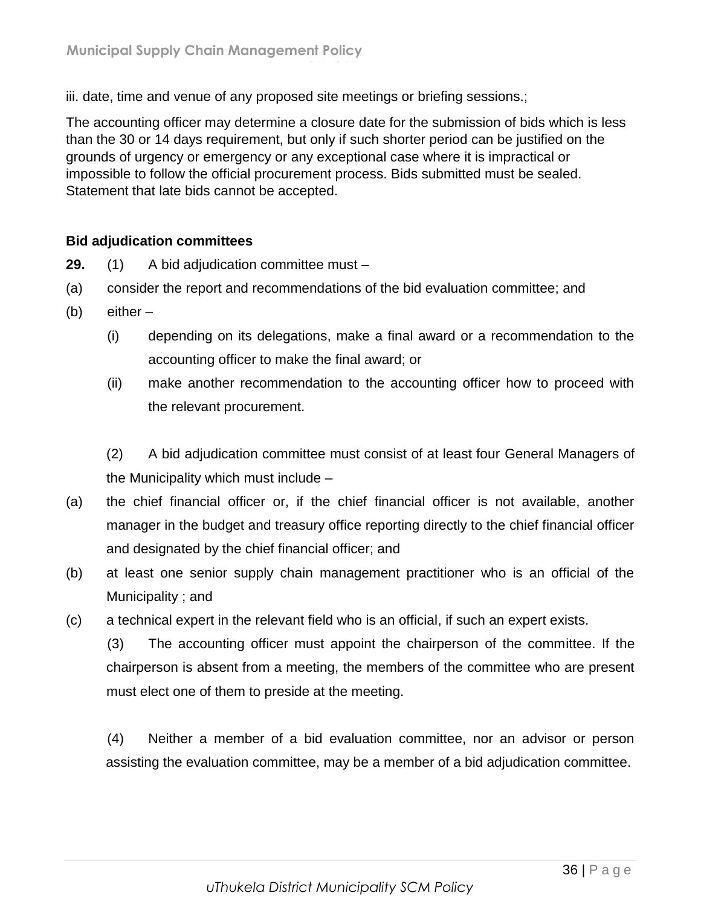iii. date, time and venue of any proposed site meetings or briefing sessions.;

The accounting officer may determine a closure date for the submission of bids which is less than the 30 or 14 days requirement, but only if such shorter period can be justified on the grounds of urgency or emergency or any exceptional case where it is impractical or impossible to follow the official procurement process. Bids submitted must be sealed. Statement that late bids cannot be accepted.

**Bid adjudication committees**

**29.** (1) A bid adjudication committee must –

(a) consider the report and recommendations of the bid evaluation committee; and

(b) either –

(i) depending on its delegations, make a final award or a recommendation to the accounting officer to make the final award; or

(ii) make another recommendation to the accounting officer how to proceed with the relevant procurement.

(2) A bid adjudication committee must consist of at least four General Managers of the Municipality which must include –

(a) the chief financial officer or, if the chief financial officer is not available, another manager in the budget and treasury office reporting directly to the chief financial officer and designated by the chief financial officer; and

(b) at least one senior supply chain management practitioner who is an official of the Municipality ; and

(c) a technical expert in the relevant field who is an official, if such an expert exists.

(3) The accounting officer must appoint the chairperson of the committee. If the chairperson is absent from a meeting, the members of the committee who are present must elect one of them to preside at the meeting.

(4) Neither a member of a bid evaluation committee, nor an advisor or person assisting the evaluation committee, may be a member of a bid adjudication committee.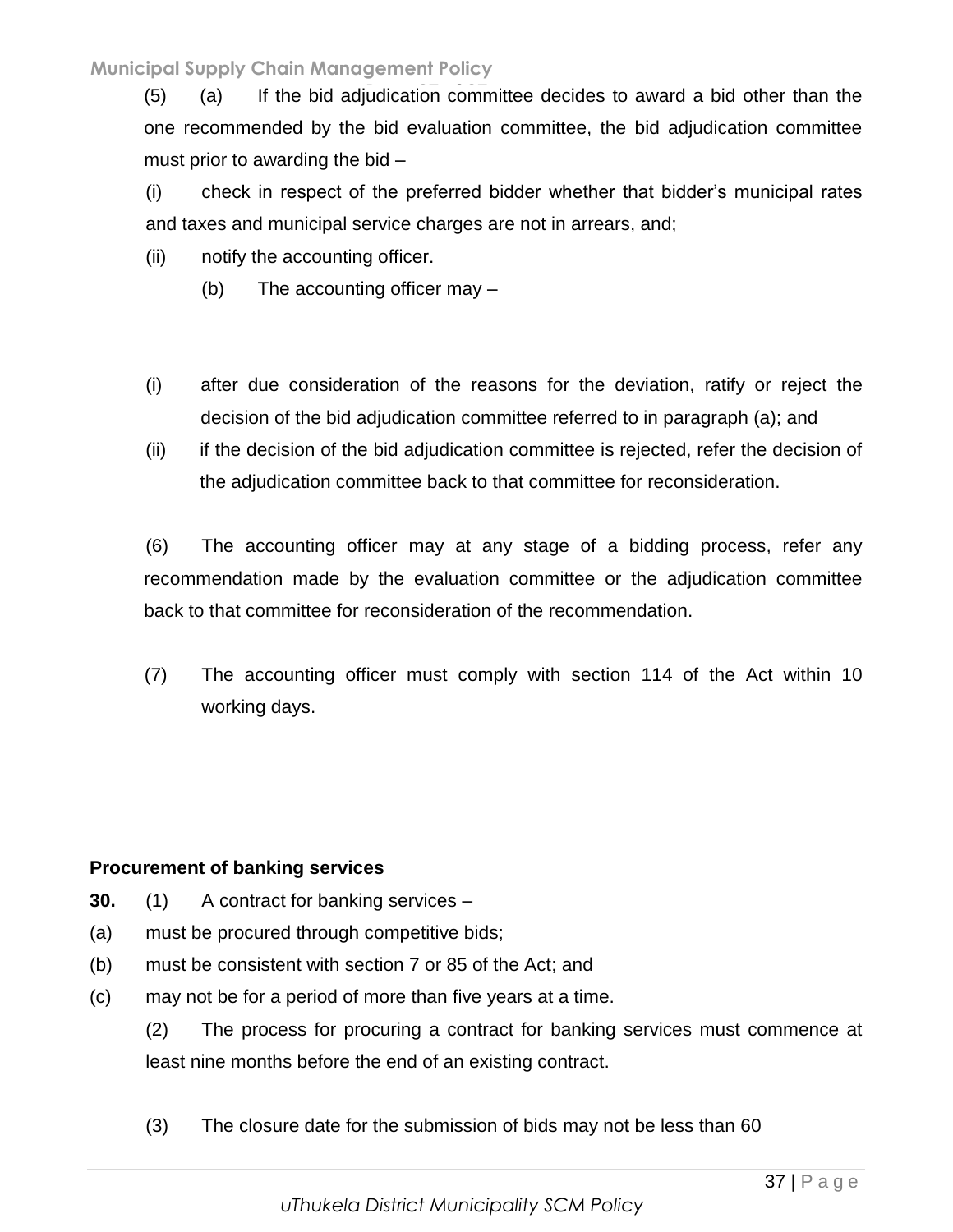(5) (a) If the bid adjudication committee decides to award a bid other than the one recommended by the bid evaluation committee, the bid adjudication committee must prior to awarding the bid –

(i) check in respect of the preferred bidder whether that bidder's municipal rates and taxes and municipal service charges are not in arrears, and;

(ii) notify the accounting officer.

(b) The accounting officer may –

(i) after due consideration of the reasons for the deviation, ratify or reject the decision of the bid adjudication committee referred to in paragraph (a); and

(ii) if the decision of the bid adjudication committee is rejected, refer the decision of the adjudication committee back to that committee for reconsideration.

(6) The accounting officer may at any stage of a bidding process, refer any recommendation made by the evaluation committee or the adjudication committee back to that committee for reconsideration of the recommendation.

(7) The accounting officer must comply with section 114 of the Act within 10 working days.

**Procurement of banking services**

**30.** (1) A contract for banking services –

(a) must be procured through competitive bids;

(b) must be consistent with section 7 or 85 of the Act; and

(c) may not be for a period of more than five years at a time.

(2) The process for procuring a contract for banking services must commence at least nine months before the end of an existing contract.

(3) The closure date for the submission of bids may not be less than 60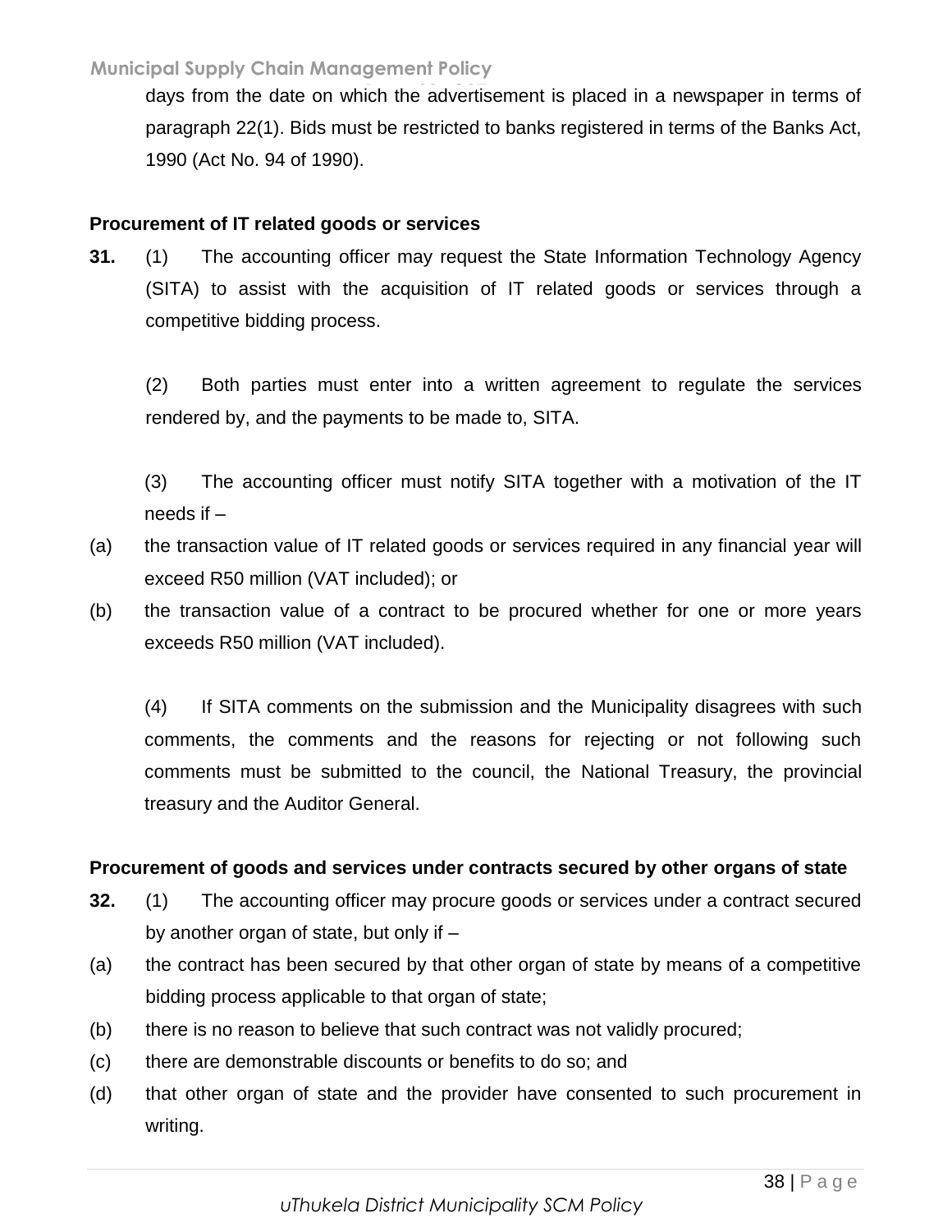days from the date on which the advertisement is placed in a newspaper in terms of paragraph 22(1). Bids must be restricted to banks registered in terms of the Banks Act, 1990 (Act No. 94 of 1990).

**Procurement of IT related goods or services**

**31.** (1) The accounting officer may request the State Information Technology Agency (SITA) to assist with the acquisition of IT related goods or services through a competitive bidding process.

(2) Both parties must enter into a written agreement to regulate the services rendered by, and the payments to be made to, SITA.

(3) The accounting officer must notify SITA together with a motivation of the IT needs if –

(a) the transaction value of IT related goods or services required in any financial year will exceed R50 million (VAT included); or

(b) the transaction value of a contract to be procured whether for one or more years exceeds R50 million (VAT included).

(4) If SITA comments on the submission and the Municipality disagrees with such comments, the comments and the reasons for rejecting or not following such comments must be submitted to the council, the National Treasury, the provincial treasury and the Auditor General.

**Procurement of goods and services under contracts secured by other organs of state**

**32.** (1) The accounting officer may procure goods or services under a contract secured by another organ of state, but only if –

(a) the contract has been secured by that other organ of state by means of a competitive bidding process applicable to that organ of state;

(b) there is no reason to believe that such contract was not validly procured;

(c) there are demonstrable discounts or benefits to do so; and

(d) that other organ of state and the provider have consented to such procurement in writing.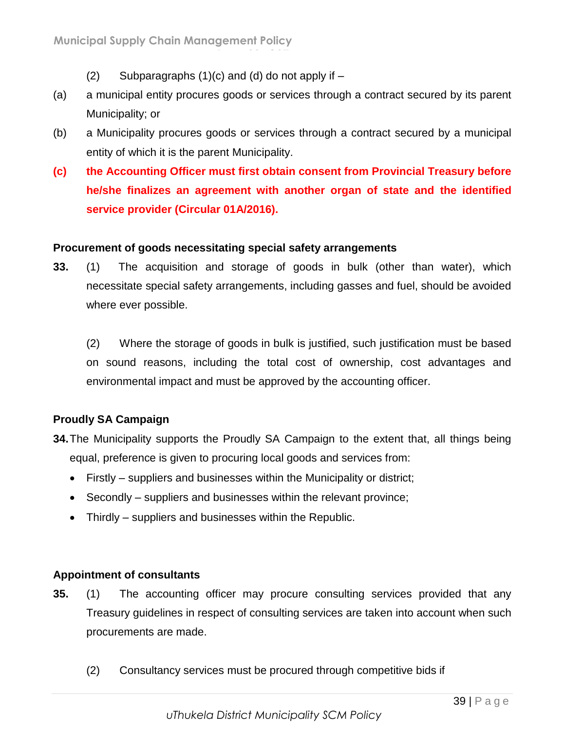(2) Subparagraphs (1)(c) and (d) do not apply if –

(a) a municipal entity procures goods or services through a contract secured by its parent Municipality; or

(b) a Municipality procures goods or services through a contract secured by a municipal entity of which it is the parent Municipality.

**(c) the Accounting Officer must first obtain consent from Provincial Treasury before he/she finalizes an agreement with another organ of state and the identified service provider (Circular 01A/2016).**

**Procurement of goods necessitating special safety arrangements**

**33.** (1) The acquisition and storage of goods in bulk (other than water), which necessitate special safety arrangements, including gasses and fuel, should be avoided where ever possible.

(2) Where the storage of goods in bulk is justified, such justification must be based on sound reasons, including the total cost of ownership, cost advantages and environmental impact and must be approved by the accounting officer.

**Proudly SA Campaign**

**34.** The Municipality supports the Proudly SA Campaign to the extent that, all things being equal, preference is given to procuring local goods and services from:

- Firstly – suppliers and businesses within the Municipality or district;
- Secondly – suppliers and businesses within the relevant province;
- Thirdly – suppliers and businesses within the Republic.

**Appointment of consultants**

**35.** (1) The accounting officer may procure consulting services provided that any Treasury guidelines in respect of consulting services are taken into account when such procurements are made.

(2) Consultancy services must be procured through competitive bids if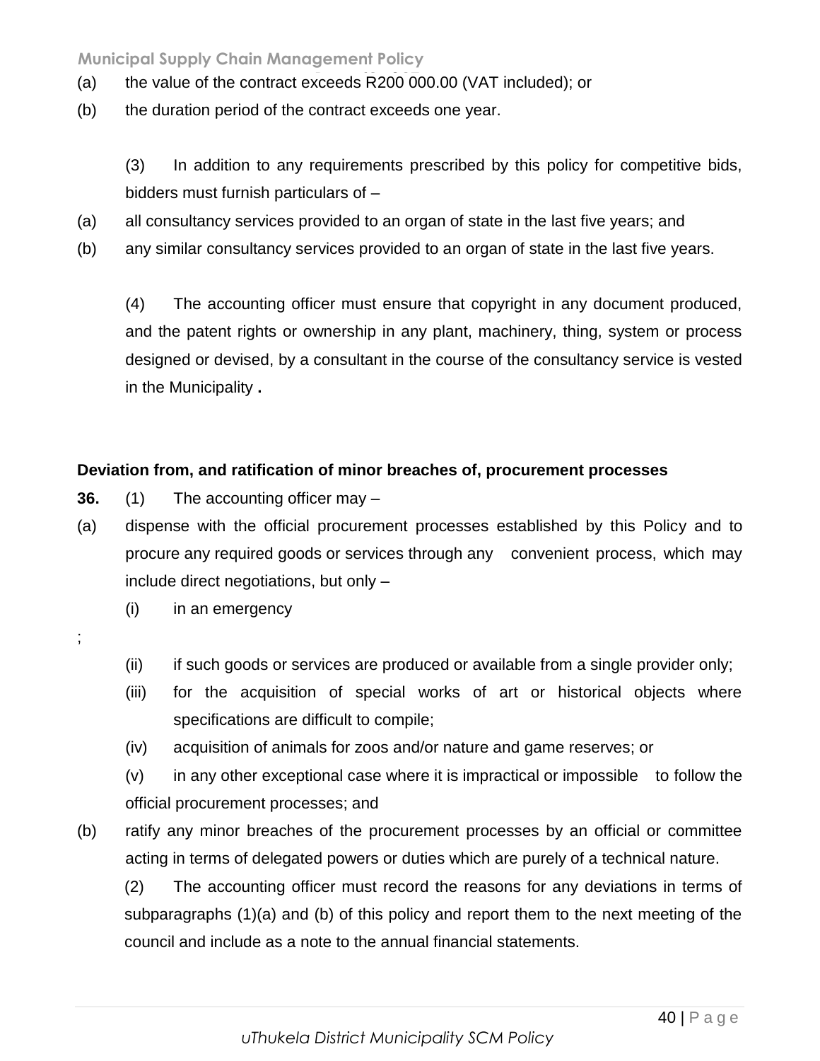(a) the value of the contract exceeds R200 000.00 (VAT included); or

(b) the duration period of the contract exceeds one year.

(3) In addition to any requirements prescribed by this policy for competitive bids, bidders must furnish particulars of –

(a) all consultancy services provided to an organ of state in the last five years; and

(b) any similar consultancy services provided to an organ of state in the last five years.

(4) The accounting officer must ensure that copyright in any document produced, and the patent rights or ownership in any plant, machinery, thing, system or process designed or devised, by a consultant in the course of the consultancy service is vested in the Municipality **.**

**Deviation from, and ratification of minor breaches of, procurement processes**

**36.** (1) The accounting officer may –

(a) dispense with the official procurement processes established by this Policy and to procure any required goods or services through any convenient process, which may include direct negotiations, but only –

(i) in an emergency

;

(ii) if such goods or services are produced or available from a single provider only;

(iii) for the acquisition of special works of art or historical objects where specifications are difficult to compile;

(iv) acquisition of animals for zoos and/or nature and game reserves; or

(v) in any other exceptional case where it is impractical or impossible to follow the official procurement processes; and

(b) ratify any minor breaches of the procurement processes by an official or committee acting in terms of delegated powers or duties which are purely of a technical nature.

(2) The accounting officer must record the reasons for any deviations in terms of subparagraphs (1)(a) and (b) of this policy and report them to the next meeting of the council and include as a note to the annual financial statements.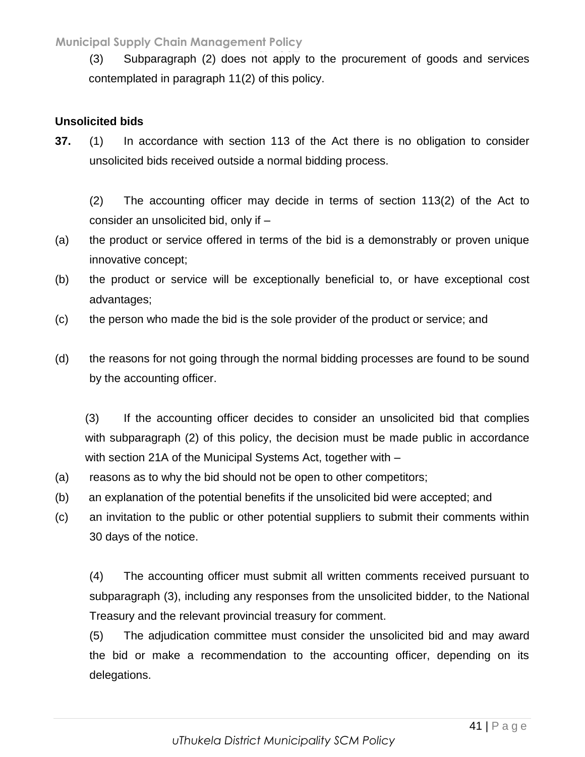(3) Subparagraph (2) does not apply to the procurement of goods and services contemplated in paragraph 11(2) of this policy.

**Unsolicited bids**

**37.** (1) In accordance with section 113 of the Act there is no obligation to consider unsolicited bids received outside a normal bidding process.

(2) The accounting officer may decide in terms of section 113(2) of the Act to consider an unsolicited bid, only if –

(a) the product or service offered in terms of the bid is a demonstrably or proven unique innovative concept;

(b) the product or service will be exceptionally beneficial to, or have exceptional cost advantages;

(c) the person who made the bid is the sole provider of the product or service; and

(d) the reasons for not going through the normal bidding processes are found to be sound by the accounting officer.

(3) If the accounting officer decides to consider an unsolicited bid that complies with subparagraph (2) of this policy, the decision must be made public in accordance with section 21A of the Municipal Systems Act, together with –

(a) reasons as to why the bid should not be open to other competitors;

(b) an explanation of the potential benefits if the unsolicited bid were accepted; and

(c) an invitation to the public or other potential suppliers to submit their comments within 30 days of the notice.

(4) The accounting officer must submit all written comments received pursuant to subparagraph (3), including any responses from the unsolicited bidder, to the National Treasury and the relevant provincial treasury for comment.

(5) The adjudication committee must consider the unsolicited bid and may award the bid or make a recommendation to the accounting officer, depending on its delegations.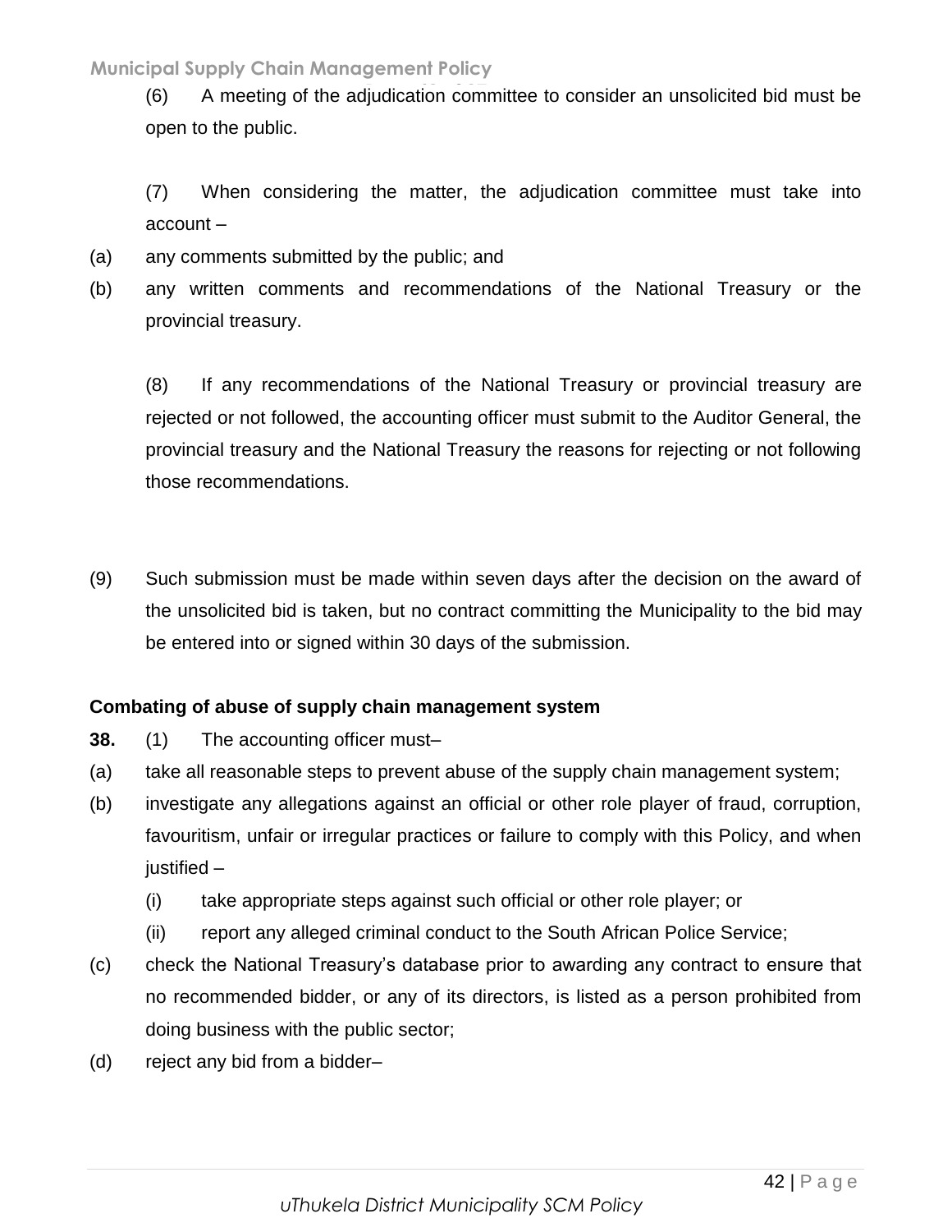(6) A meeting of the adjudication committee to consider an unsolicited bid must be open to the public.

(7) When considering the matter, the adjudication committee must take into account –

(a) any comments submitted by the public; and

(b) any written comments and recommendations of the National Treasury or the provincial treasury.

(8) If any recommendations of the National Treasury or provincial treasury are rejected or not followed, the accounting officer must submit to the Auditor General, the provincial treasury and the National Treasury the reasons for rejecting or not following those recommendations.

(9) Such submission must be made within seven days after the decision on the award of the unsolicited bid is taken, but no contract committing the Municipality to the bid may be entered into or signed within 30 days of the submission.

**Combating of abuse of supply chain management system**

**38.** (1) The accounting officer must–

(a) take all reasonable steps to prevent abuse of the supply chain management system;

(b) investigate any allegations against an official or other role player of fraud, corruption, favouritism, unfair or irregular practices or failure to comply with this Policy, and when justified –

   (i) take appropriate steps against such official or other role player; or

   (ii) report any alleged criminal conduct to the South African Police Service;

(c) check the National Treasury's database prior to awarding any contract to ensure that no recommended bidder, or any of its directors, is listed as a person prohibited from doing business with the public sector;

(d) reject any bid from a bidder–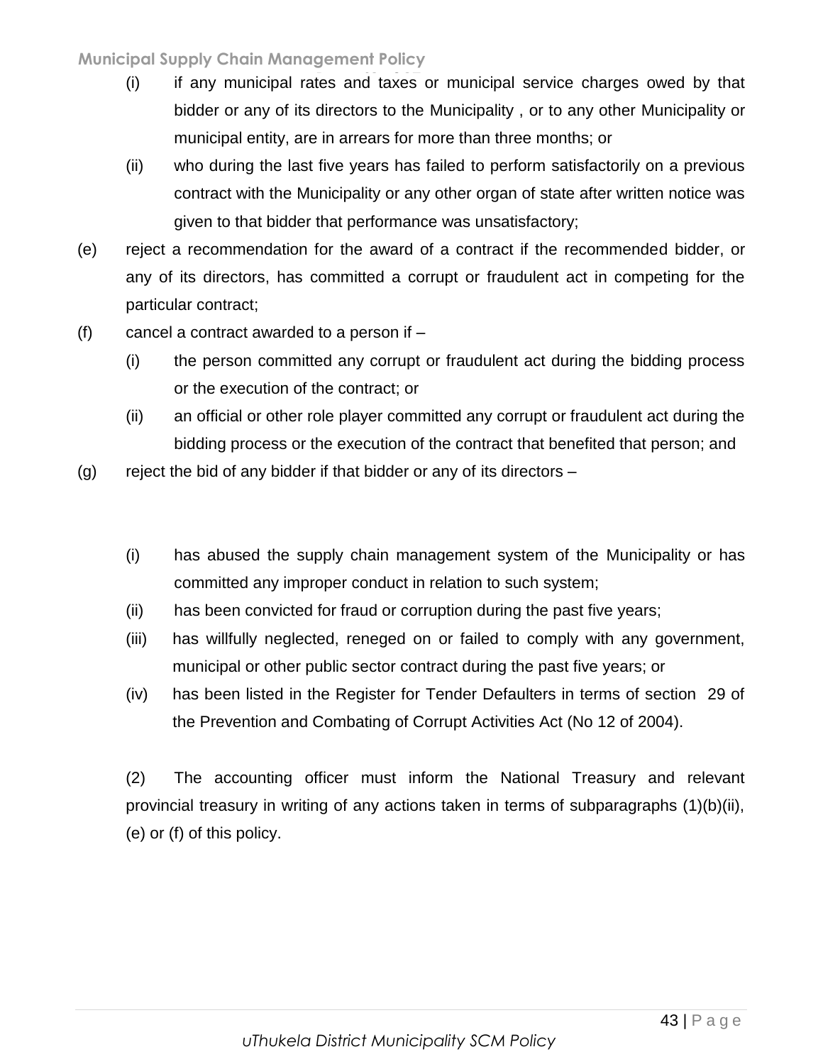(i) if any municipal rates and taxes or municipal service charges owed by that bidder or any of its directors to the Municipality , or to any other Municipality or municipal entity, are in arrears for more than three months; or

(ii) who during the last five years has failed to perform satisfactorily on a previous contract with the Municipality or any other organ of state after written notice was given to that bidder that performance was unsatisfactory;

(e) reject a recommendation for the award of a contract if the recommended bidder, or any of its directors, has committed a corrupt or fraudulent act in competing for the particular contract;

(f) cancel a contract awarded to a person if –

(i) the person committed any corrupt or fraudulent act during the bidding process or the execution of the contract; or

(ii) an official or other role player committed any corrupt or fraudulent act during the bidding process or the execution of the contract that benefited that person; and

(g) reject the bid of any bidder if that bidder or any of its directors –

(i) has abused the supply chain management system of the Municipality or has committed any improper conduct in relation to such system;

(ii) has been convicted for fraud or corruption during the past five years;

(iii) has willfully neglected, reneged on or failed to comply with any government, municipal or other public sector contract during the past five years; or

(iv) has been listed in the Register for Tender Defaulters in terms of section 29 of the Prevention and Combating of Corrupt Activities Act (No 12 of 2004).

(2) The accounting officer must inform the National Treasury and relevant provincial treasury in writing of any actions taken in terms of subparagraphs (1)(b)(ii), (e) or (f) of this policy.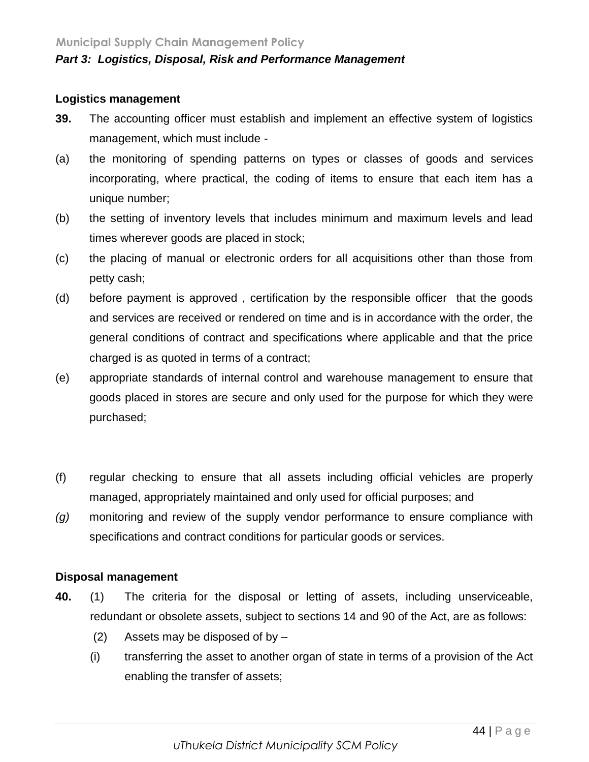*Part 3: Logistics, Disposal, Risk and Performance Management*

**Logistics management**

**39.** The accounting officer must establish and implement an effective system of logistics management, which must include -

(a) the monitoring of spending patterns on types or classes of goods and services incorporating, where practical, the coding of items to ensure that each item has a unique number;

(b) the setting of inventory levels that includes minimum and maximum levels and lead times wherever goods are placed in stock;

(c) the placing of manual or electronic orders for all acquisitions other than those from petty cash;

(d) before payment is approved , certification by the responsible officer that the goods and services are received or rendered on time and is in accordance with the order, the general conditions of contract and specifications where applicable and that the price charged is as quoted in terms of a contract;

(e) appropriate standards of internal control and warehouse management to ensure that goods placed in stores are secure and only used for the purpose for which they were purchased;

(f) regular checking to ensure that all assets including official vehicles are properly managed, appropriately maintained and only used for official purposes; and

*(g)* monitoring and review of the supply vendor performance to ensure compliance with specifications and contract conditions for particular goods or services.

**Disposal management**

**40.** (1) The criteria for the disposal or letting of assets, including unserviceable, redundant or obsolete assets, subject to sections 14 and 90 of the Act, are as follows:

(2) Assets may be disposed of by –

(i) transferring the asset to another organ of state in terms of a provision of the Act enabling the transfer of assets;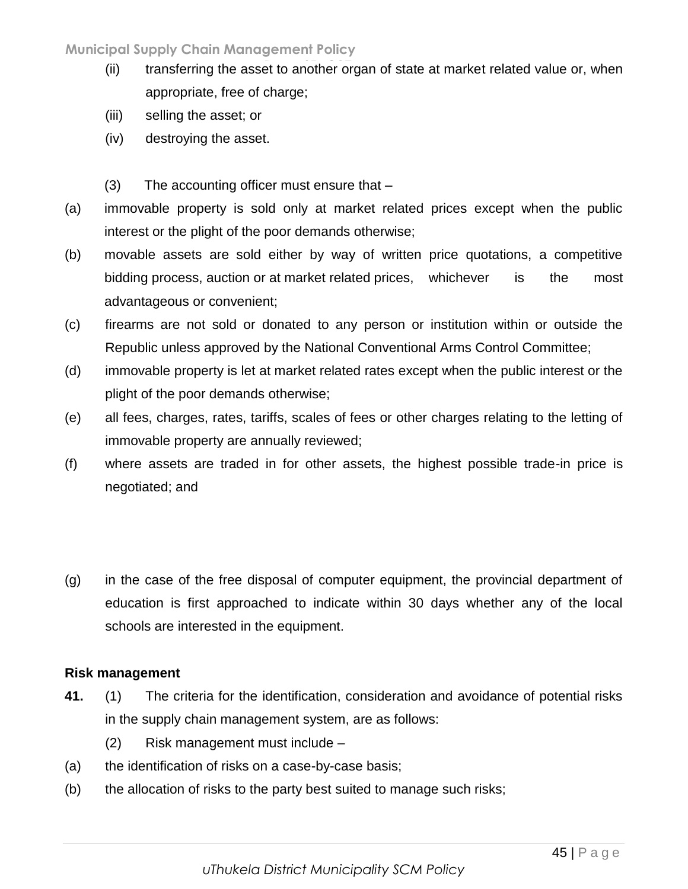(ii) transferring the asset to another organ of state at market related value or, when appropriate, free of charge;

(iii) selling the asset; or

(iv) destroying the asset.

(3) The accounting officer must ensure that –

(a) immovable property is sold only at market related prices except when the public interest or the plight of the poor demands otherwise;

(b) movable assets are sold either by way of written price quotations, a competitive bidding process, auction or at market related prices, whichever is the most advantageous or convenient;

(c) firearms are not sold or donated to any person or institution within or outside the Republic unless approved by the National Conventional Arms Control Committee;

(d) immovable property is let at market related rates except when the public interest or the plight of the poor demands otherwise;

(e) all fees, charges, rates, tariffs, scales of fees or other charges relating to the letting of immovable property are annually reviewed;

(f) where assets are traded in for other assets, the highest possible trade-in price is negotiated; and

(g) in the case of the free disposal of computer equipment, the provincial department of education is first approached to indicate within 30 days whether any of the local schools are interested in the equipment.

**Risk management**

**41.** (1) The criteria for the identification, consideration and avoidance of potential risks in the supply chain management system, are as follows:

(2) Risk management must include –

(a) the identification of risks on a case-by-case basis;

(b) the allocation of risks to the party best suited to manage such risks;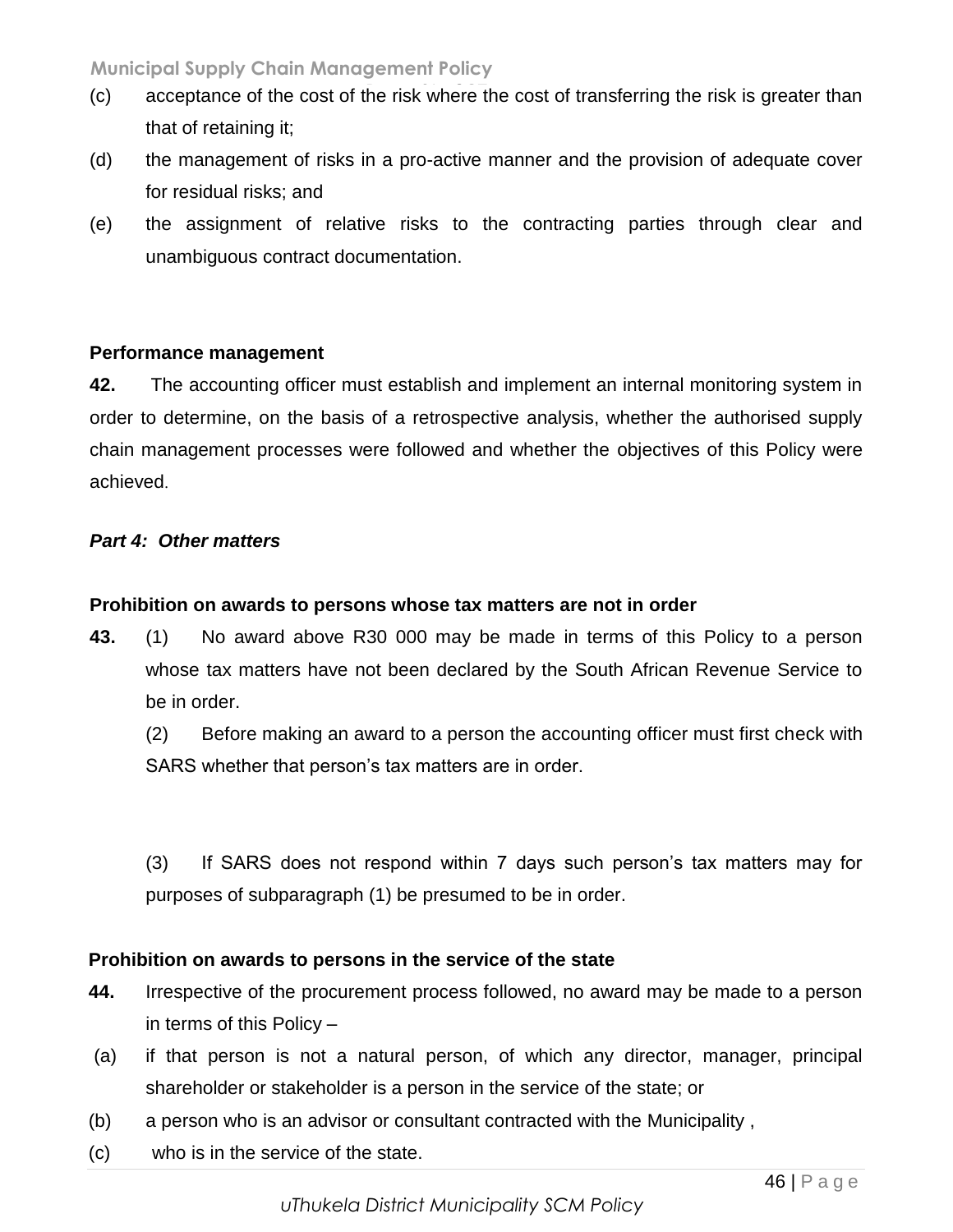(c) acceptance of the cost of the risk where the cost of transferring the risk is greater than that of retaining it;

(d) the management of risks in a pro-active manner and the provision of adequate cover for residual risks; and

(e) the assignment of relative risks to the contracting parties through clear and unambiguous contract documentation.

**Performance management**

**42.** The accounting officer must establish and implement an internal monitoring system in order to determine, on the basis of a retrospective analysis, whether the authorised supply chain management processes were followed and whether the objectives of this Policy were achieved.

***Part 4: Other matters***

**Prohibition on awards to persons whose tax matters are not in order**

**43.** (1) No award above R30 000 may be made in terms of this Policy to a person whose tax matters have not been declared by the South African Revenue Service to be in order.

(2) Before making an award to a person the accounting officer must first check with SARS whether that person's tax matters are in order.

(3) If SARS does not respond within 7 days such person's tax matters may for purposes of subparagraph (1) be presumed to be in order.

**Prohibition on awards to persons in the service of the state**

**44.** Irrespective of the procurement process followed, no award may be made to a person in terms of this Policy –

(a) if that person is not a natural person, of which any director, manager, principal shareholder or stakeholder is a person in the service of the state; or

(b) a person who is an advisor or consultant contracted with the Municipality ,

(c) who is in the service of the state.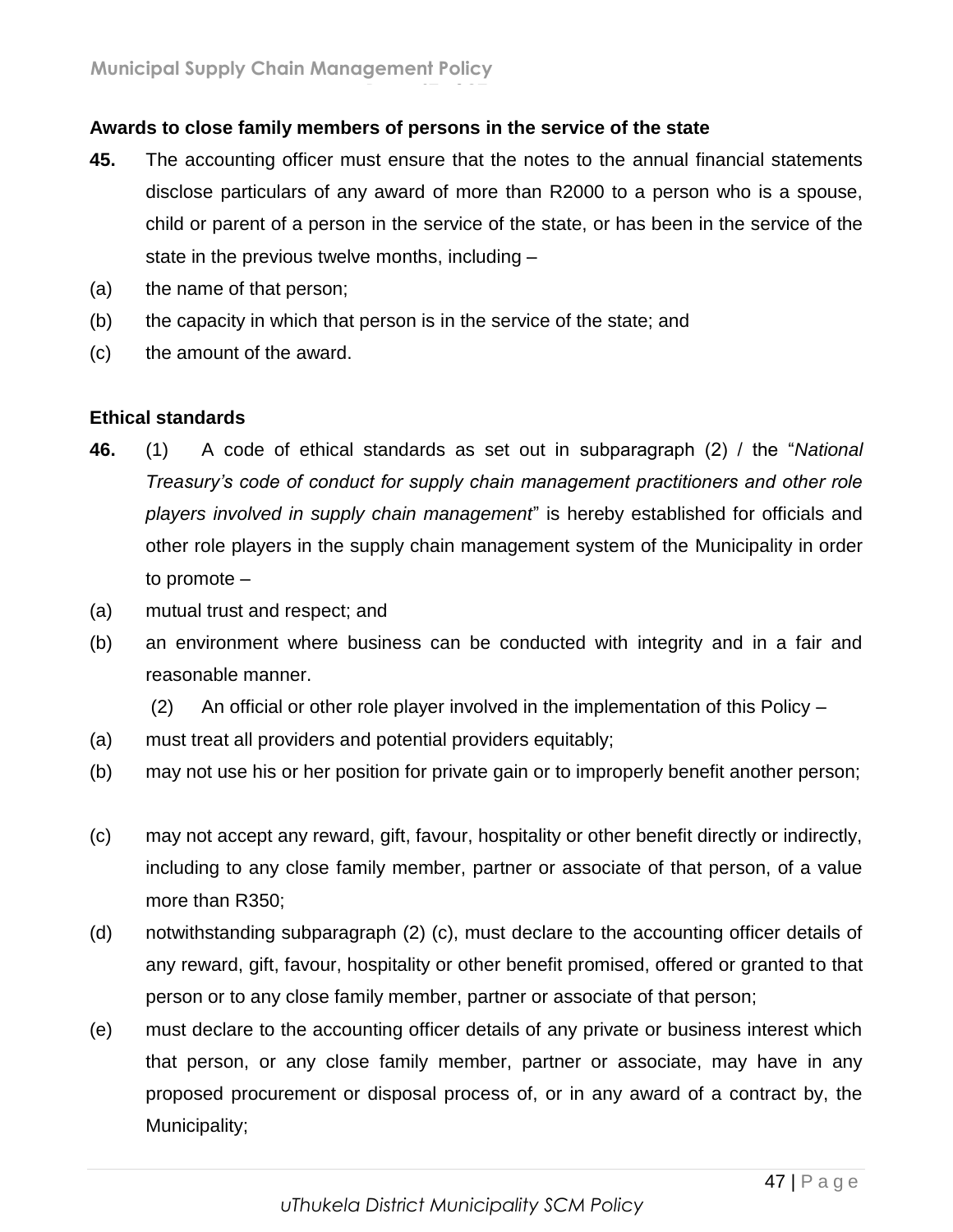**Awards to close family members of persons in the service of the state**

**45.** The accounting officer must ensure that the notes to the annual financial statements disclose particulars of any award of more than R2000 to a person who is a spouse, child or parent of a person in the service of the state, or has been in the service of the state in the previous twelve months, including –

(a) the name of that person;

(b) the capacity in which that person is in the service of the state; and

(c) the amount of the award.

**Ethical standards**

**46.** (1) A code of ethical standards as set out in subparagraph (2) / the "*National Treasury's code of conduct for supply chain management practitioners and other role players involved in supply chain management*" is hereby established for officials and other role players in the supply chain management system of the Municipality in order to promote –

(a) mutual trust and respect; and

(b) an environment where business can be conducted with integrity and in a fair and reasonable manner.

(2) An official or other role player involved in the implementation of this Policy –

(a) must treat all providers and potential providers equitably;

(b) may not use his or her position for private gain or to improperly benefit another person;

(c) may not accept any reward, gift, favour, hospitality or other benefit directly or indirectly, including to any close family member, partner or associate of that person, of a value more than R350;

(d) notwithstanding subparagraph (2) (c), must declare to the accounting officer details of any reward, gift, favour, hospitality or other benefit promised, offered or granted to that person or to any close family member, partner or associate of that person;

(e) must declare to the accounting officer details of any private or business interest which that person, or any close family member, partner or associate, may have in any proposed procurement or disposal process of, or in any award of a contract by, the Municipality;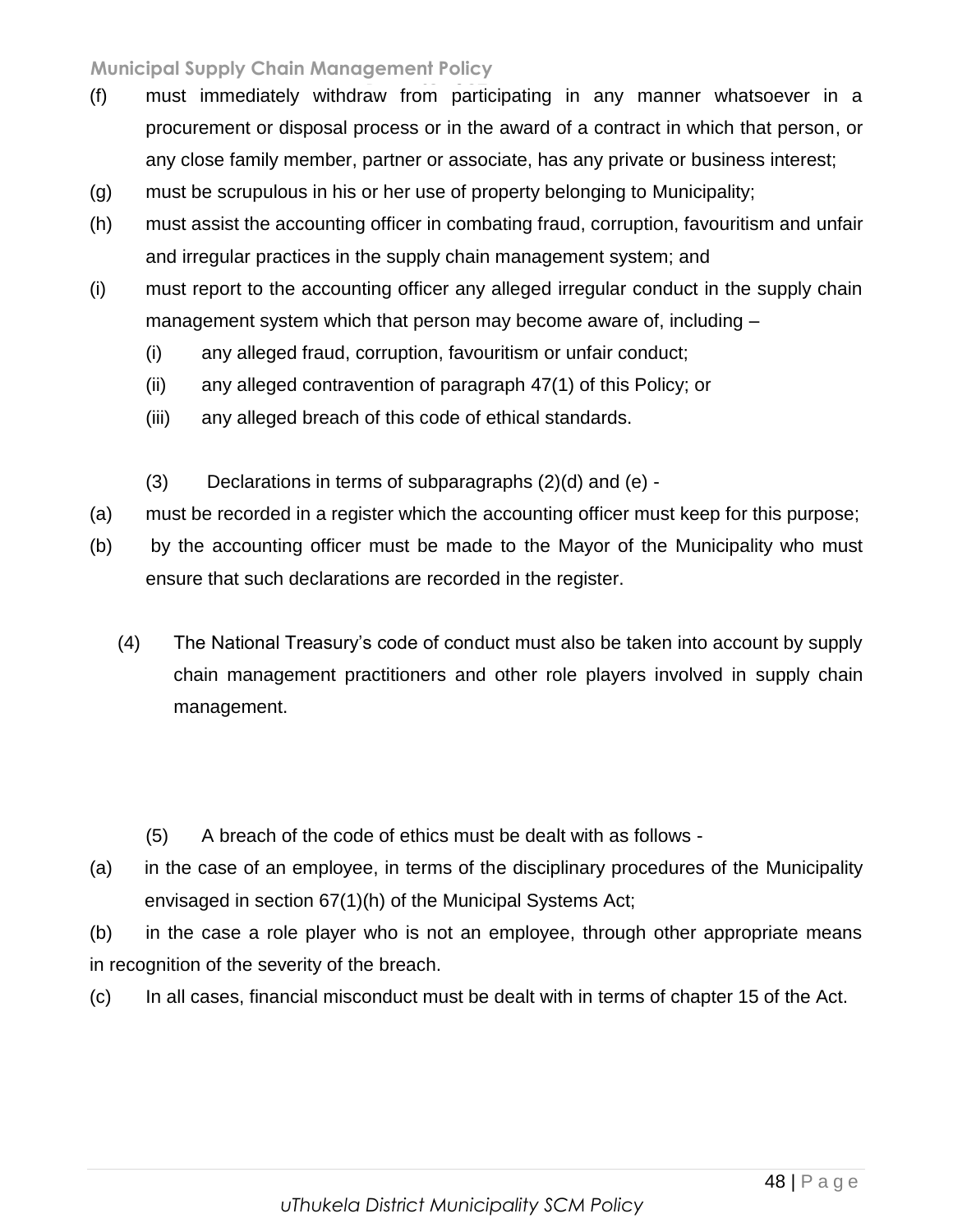(f) must immediately withdraw from participating in any manner whatsoever in a procurement or disposal process or in the award of a contract in which that person, or any close family member, partner or associate, has any private or business interest;

(g) must be scrupulous in his or her use of property belonging to Municipality;

(h) must assist the accounting officer in combating fraud, corruption, favouritism and unfair and irregular practices in the supply chain management system; and

(i) must report to the accounting officer any alleged irregular conduct in the supply chain management system which that person may become aware of, including –

- (i) any alleged fraud, corruption, favouritism or unfair conduct;
- (ii) any alleged contravention of paragraph 47(1) of this Policy; or
- (iii) any alleged breach of this code of ethical standards.

(3) Declarations in terms of subparagraphs (2)(d) and (e) -

(a) must be recorded in a register which the accounting officer must keep for this purpose;

(b) by the accounting officer must be made to the Mayor of the Municipality who must ensure that such declarations are recorded in the register.

(4) The National Treasury's code of conduct must also be taken into account by supply chain management practitioners and other role players involved in supply chain management.

(5) A breach of the code of ethics must be dealt with as follows -

(a) in the case of an employee, in terms of the disciplinary procedures of the Municipality envisaged in section 67(1)(h) of the Municipal Systems Act;

(b) in the case a role player who is not an employee, through other appropriate means in recognition of the severity of the breach.

(c) In all cases, financial misconduct must be dealt with in terms of chapter 15 of the Act.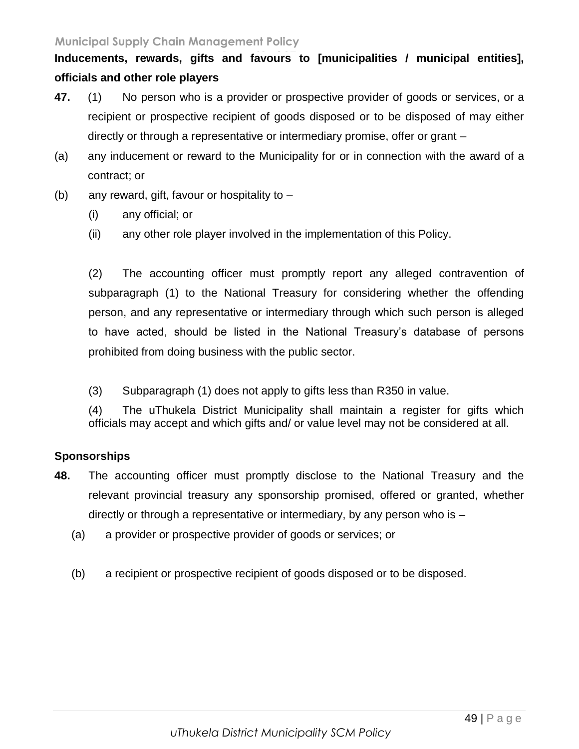**Inducements, rewards, gifts and favours to [municipalities / municipal entities], officials and other role players**

**47.** (1) No person who is a provider or prospective provider of goods or services, or a recipient or prospective recipient of goods disposed or to be disposed of may either directly or through a representative or intermediary promise, offer or grant –

(a) any inducement or reward to the Municipality for or in connection with the award of a contract; or

(b) any reward, gift, favour or hospitality to –

(i) any official; or

(ii) any other role player involved in the implementation of this Policy.

(2) The accounting officer must promptly report any alleged contravention of subparagraph (1) to the National Treasury for considering whether the offending person, and any representative or intermediary through which such person is alleged to have acted, should be listed in the National Treasury's database of persons prohibited from doing business with the public sector.

(3) Subparagraph (1) does not apply to gifts less than R350 in value.

(4) The uThukela District Municipality shall maintain a register for gifts which officials may accept and which gifts and/ or value level may not be considered at all.

**Sponsorships**

**48.** The accounting officer must promptly disclose to the National Treasury and the relevant provincial treasury any sponsorship promised, offered or granted, whether directly or through a representative or intermediary, by any person who is –

(a) a provider or prospective provider of goods or services; or

(b) a recipient or prospective recipient of goods disposed or to be disposed.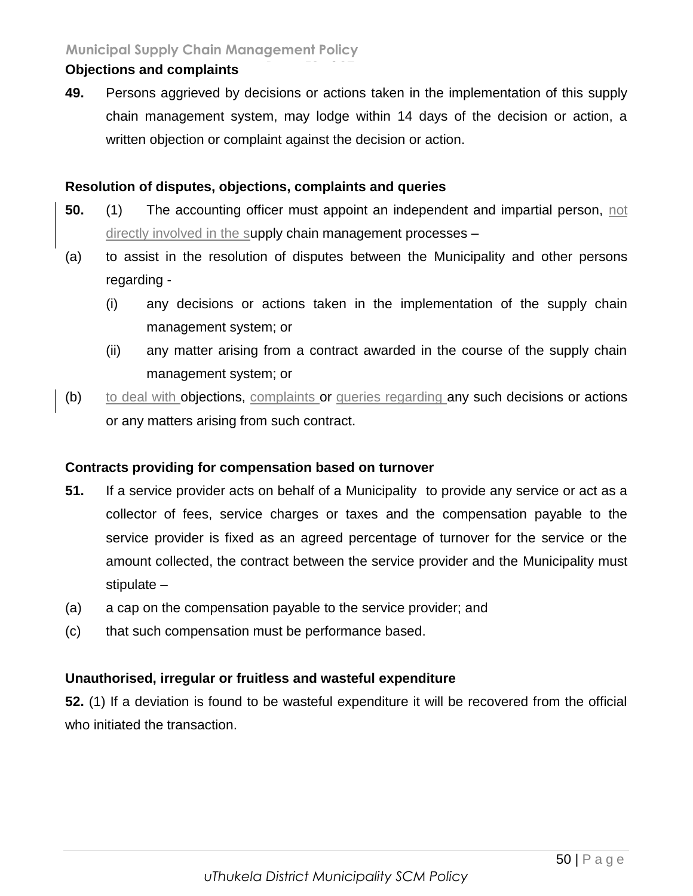**Objections and complaints**

**49.** Persons aggrieved by decisions or actions taken in the implementation of this supply chain management system, may lodge within 14 days of the decision or action, a written objection or complaint against the decision or action.

**Resolution of disputes, objections, complaints and queries**

**50.** (1) The accounting officer must appoint an independent and impartial person, not directly involved in the supply chain management processes –

(a) to assist in the resolution of disputes between the Municipality and other persons regarding -

(i) any decisions or actions taken in the implementation of the supply chain management system; or

(ii) any matter arising from a contract awarded in the course of the supply chain management system; or

(b) to deal with objections, complaints or queries regarding any such decisions or actions or any matters arising from such contract.

**Contracts providing for compensation based on turnover**

**51.** If a service provider acts on behalf of a Municipality to provide any service or act as a collector of fees, service charges or taxes and the compensation payable to the service provider is fixed as an agreed percentage of turnover for the service or the amount collected, the contract between the service provider and the Municipality must stipulate –

(a) a cap on the compensation payable to the service provider; and

(c) that such compensation must be performance based.

**Unauthorised, irregular or fruitless and wasteful expenditure**

**52.** (1) If a deviation is found to be wasteful expenditure it will be recovered from the official who initiated the transaction.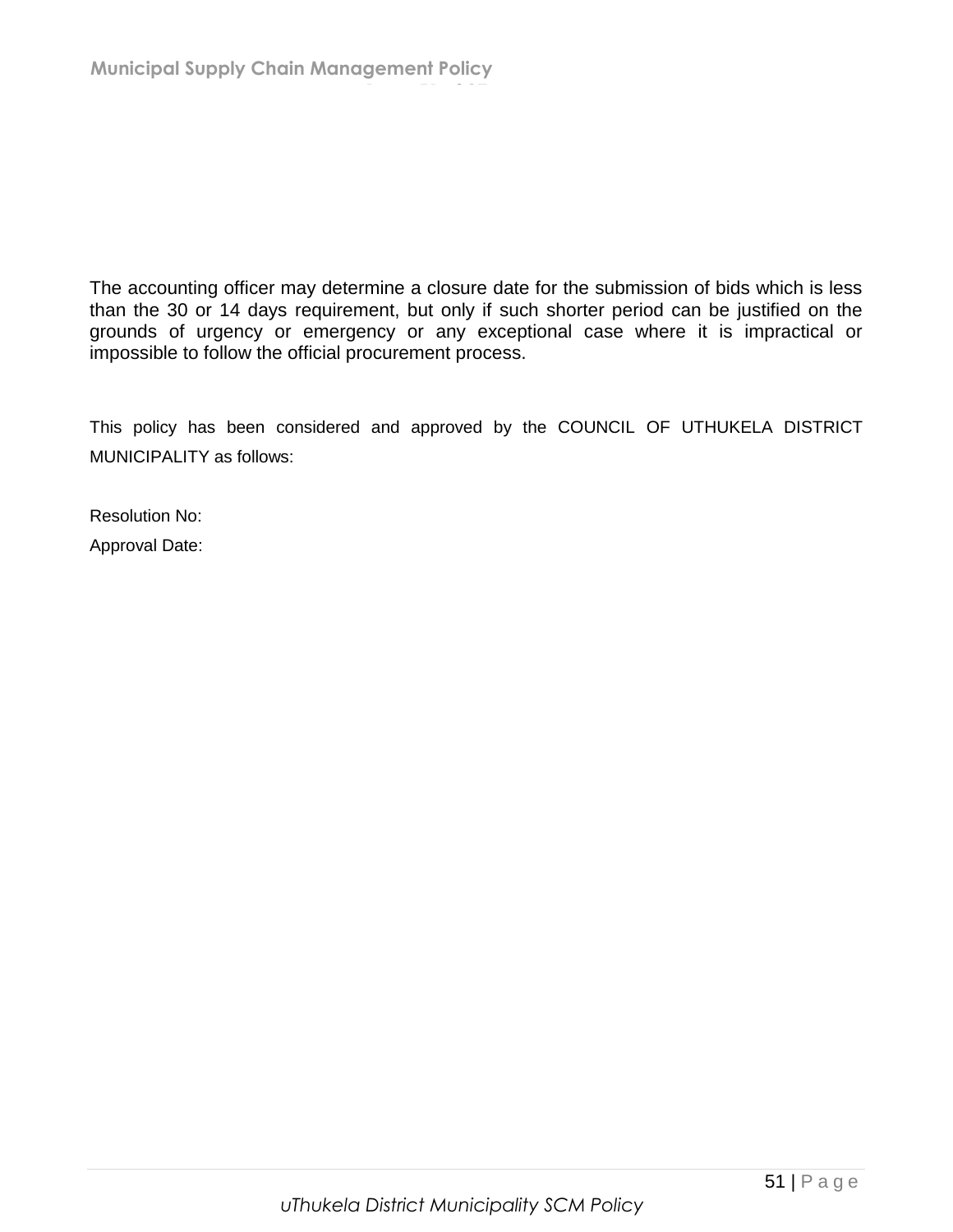The accounting officer may determine a closure date for the submission of bids which is less than the 30 or 14 days requirement, but only if such shorter period can be justified on the grounds of urgency or emergency or any exceptional case where it is impractical or impossible to follow the official procurement process.

This policy has been considered and approved by the COUNCIL OF UTHUKELA DISTRICT MUNICIPALITY as follows:

Resolution No:

Approval Date: